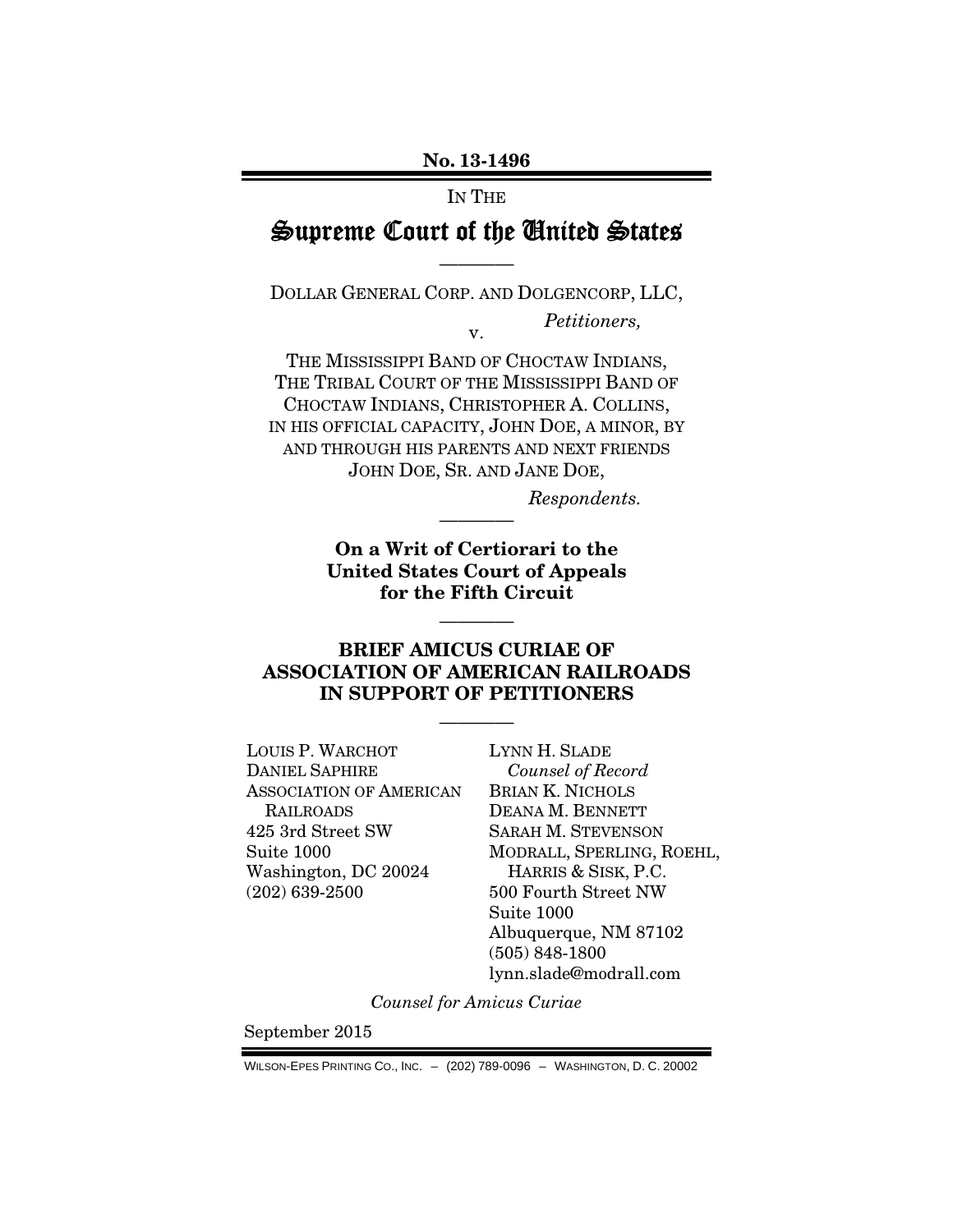**No. 13-1496**

IN THE

# Supreme Court of the United States

————

DOLLAR GENERAL CORP. AND DOLGENCORP, LLC,

*Petitioners,*

v.

THE MISSISSIPPI BAND OF CHOCTAW INDIANS, THE TRIBAL COURT OF THE MISSISSIPPI BAND OF CHOCTAW INDIANS, CHRISTOPHER A. COLLINS, IN HIS OFFICIAL CAPACITY, JOHN DOE, A MINOR, BY AND THROUGH HIS PARENTS AND NEXT FRIENDS JOHN DOE, SR. AND JANE DOE,

*Respondents.*

————

**On a Writ of Certiorari to the United States Court of Appeals for the Fifth Circuit**

————

**BRIEF AMICUS CURIAE OF ASSOCIATION OF AMERICAN RAILROADS IN SUPPORT OF PETITIONERS**

————

LOUIS P. WARCHOT
DANIEL SAPHIRE
ASSOCIATION OF AMERICAN RAILROADS
425 3rd Street SW
Suite 1000
Washington, DC 20024
(202) 639-2500

LYNN H. SLADE
*Counsel of Record*
BRIAN K. NICHOLS
DEANA M. BENNETT
SARAH M. STEVENSON
MODRALL, SPERLING, ROEHL, HARRIS & SISK, P.C.
500 Fourth Street NW
Suite 1000
Albuquerque, NM 87102
(505) 848-1800
lynn.slade@modrall.com

*Counsel for Amicus Curiae*

September 2015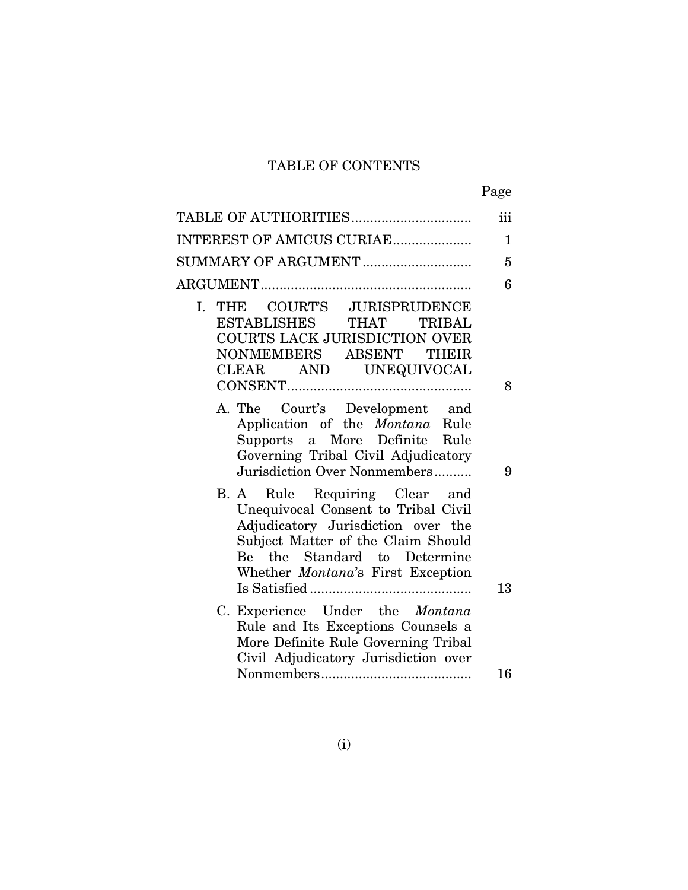# TABLE OF CONTENTS

| | Page |
|---|---|
| TABLE OF AUTHORITIES | iii |
| INTEREST OF AMICUS CURIAE | 1 |
| SUMMARY OF ARGUMENT | 5 |
| ARGUMENT | 6 |
| I. THE COURT'S JURISPRUDENCE ESTABLISHES THAT TRIBAL COURTS LACK JURISDICTION OVER NONMEMBERS ABSENT THEIR CLEAR AND UNEQUIVOCAL CONSENT | 8 |
| A. The Court's Development and Application of the *Montana* Rule Supports a More Definite Rule Governing Tribal Civil Adjudicatory Jurisdiction Over Nonmembers | 9 |
| B. A Rule Requiring Clear and Unequivocal Consent to Tribal Civil Adjudicatory Jurisdiction over the Subject Matter of the Claim Should Be the Standard to Determine Whether *Montana*'s First Exception Is Satisfied | 13 |
| C. Experience Under the *Montana* Rule and Its Exceptions Counsels a More Definite Rule Governing Tribal Civil Adjudicatory Jurisdiction over Nonmembers | 16 |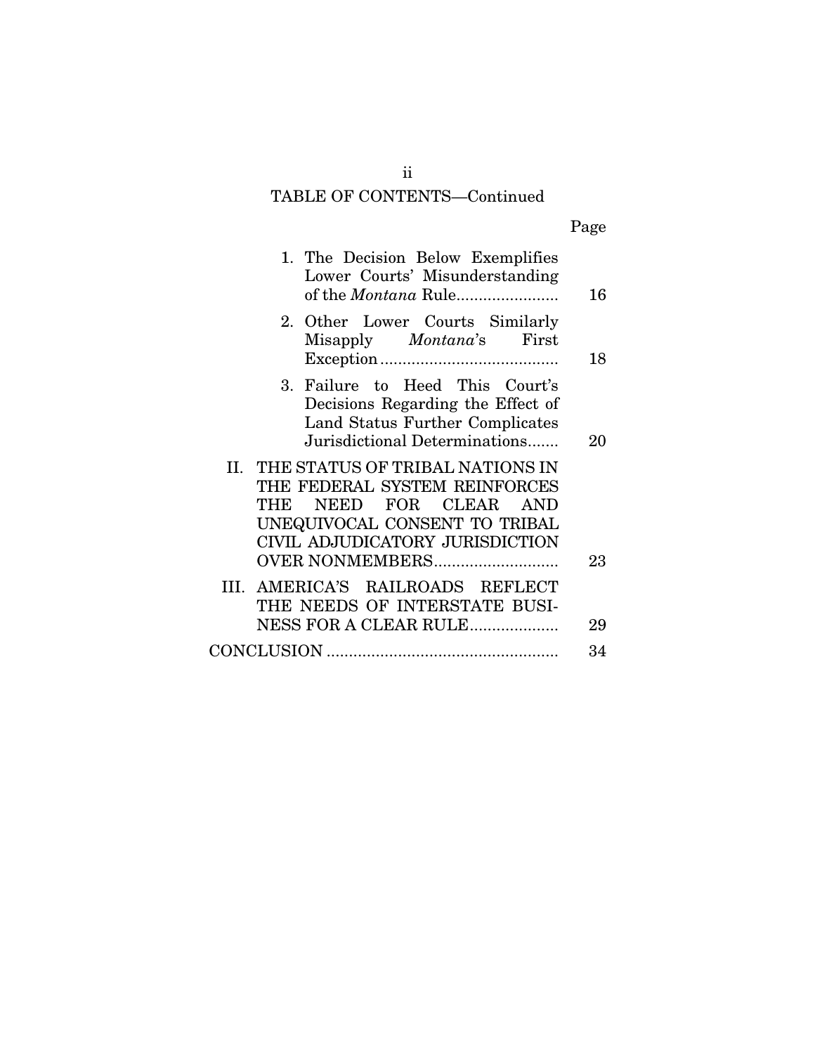TABLE OF CONTENTS—Continued

| | Page |
|---|---|
| 1. The Decision Below Exemplifies Lower Courts' Misunderstanding of the *Montana* Rule | 16 |
| 2. Other Lower Courts Similarly Misapply *Montana*'s First Exception | 18 |
| 3. Failure to Heed This Court's Decisions Regarding the Effect of Land Status Further Complicates Jurisdictional Determinations | 20 |
| II. THE STATUS OF TRIBAL NATIONS IN THE FEDERAL SYSTEM REINFORCES THE NEED FOR CLEAR AND UNEQUIVOCAL CONSENT TO TRIBAL CIVIL ADJUDICATORY JURISDICTION OVER NONMEMBERS | 23 |
| III. AMERICA'S RAILROADS REFLECT THE NEEDS OF INTERSTATE BUSINESS FOR A CLEAR RULE | 29 |
| CONCLUSION | 34 |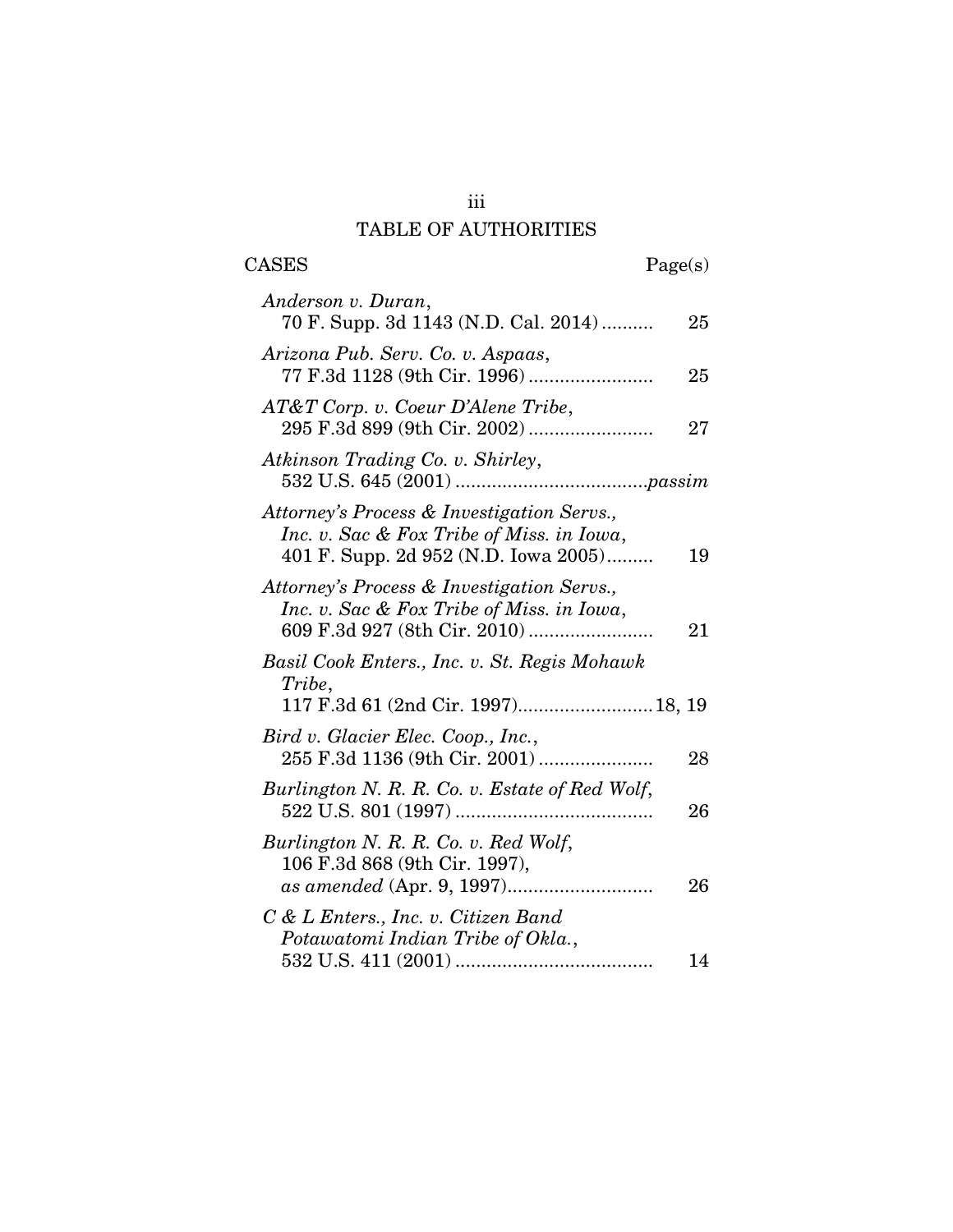# TABLE OF AUTHORITIES

CASES Page(s)

*Anderson v. Duran*,
70 F. Supp. 3d 1143 (N.D. Cal. 2014) .......... 25

*Arizona Pub. Serv. Co. v. Aspaas*,
77 F.3d 1128 (9th Cir. 1996) ........................ 25

*AT&T Corp. v. Coeur D'Alene Tribe*,
295 F.3d 899 (9th Cir. 2002) ........................ 27

*Atkinson Trading Co. v. Shirley*,
532 U.S. 645 (2001) ....................................*passim*

*Attorney's Process & Investigation Servs., Inc. v. Sac & Fox Tribe of Miss. in Iowa*,
401 F. Supp. 2d 952 (N.D. Iowa 2005)......... 19

*Attorney's Process & Investigation Servs., Inc. v. Sac & Fox Tribe of Miss. in Iowa*,
609 F.3d 927 (8th Cir. 2010) ........................ 21

*Basil Cook Enters., Inc. v. St. Regis Mohawk Tribe*,
117 F.3d 61 (2nd Cir. 1997)..........................18, 19

*Bird v. Glacier Elec. Coop., Inc.*,
255 F.3d 1136 (9th Cir. 2001) ...................... 28

*Burlington N. R. R. Co. v. Estate of Red Wolf*,
522 U.S. 801 (1997) ...................................... 26

*Burlington N. R. R. Co. v. Red Wolf*,
106 F.3d 868 (9th Cir. 1997),
*as amended* (Apr. 9, 1997)............................ 26

*C & L Enters., Inc. v. Citizen Band Potawatomi Indian Tribe of Okla.*,
532 U.S. 411 (2001) ...................................... 14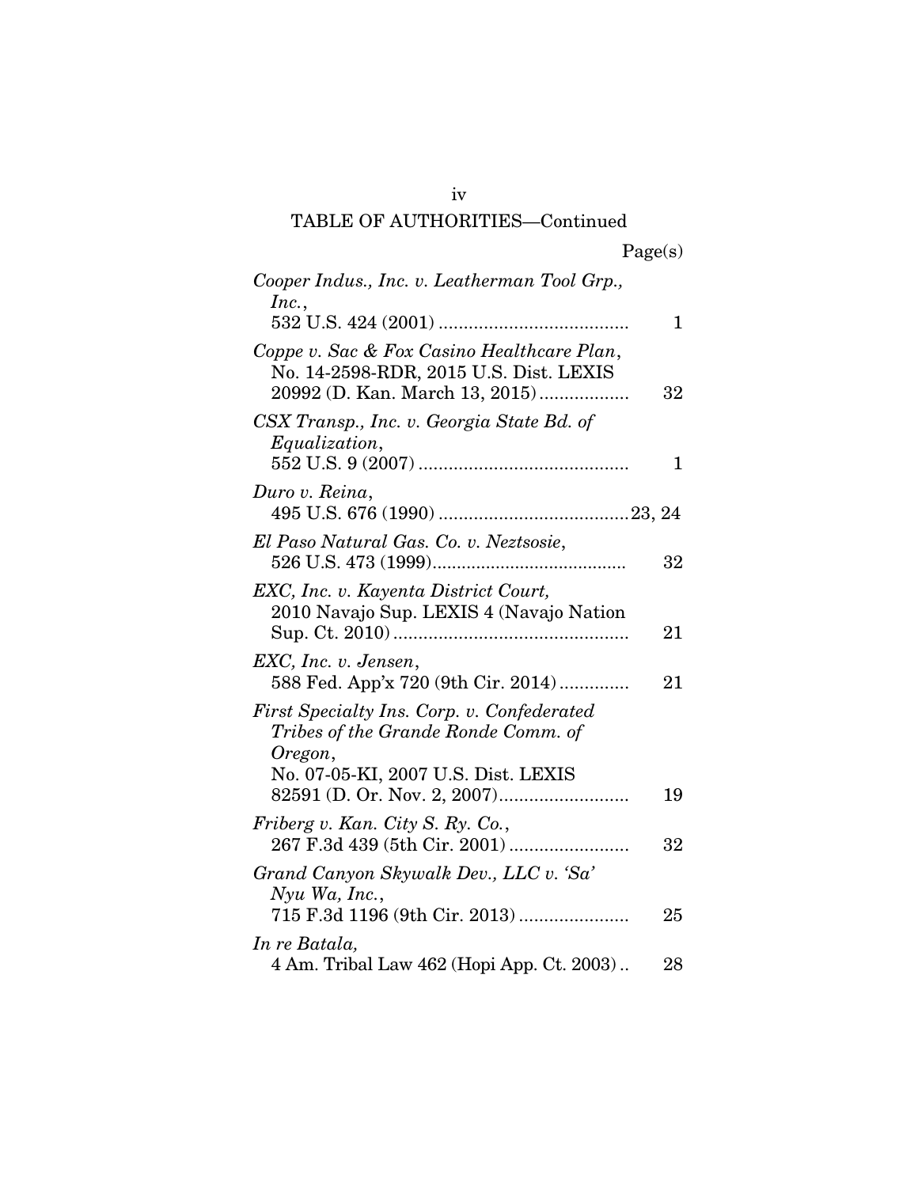## TABLE OF AUTHORITIES—Continued

| | Page(s) |
|---|---|
| *Cooper Indus., Inc. v. Leatherman Tool Grp., Inc.*, 532 U.S. 424 (2001) | 1 |
| *Coppe v. Sac & Fox Casino Healthcare Plan*, No. 14-2598-RDR, 2015 U.S. Dist. LEXIS 20992 (D. Kan. March 13, 2015) | 32 |
| *CSX Transp., Inc. v. Georgia State Bd. of Equalization*, 552 U.S. 9 (2007) | 1 |
| *Duro v. Reina*, 495 U.S. 676 (1990) | 23, 24 |
| *El Paso Natural Gas. Co. v. Neztsosie*, 526 U.S. 473 (1999) | 32 |
| *EXC, Inc. v. Kayenta District Court,* 2010 Navajo Sup. LEXIS 4 (Navajo Nation Sup. Ct. 2010) | 21 |
| *EXC, Inc. v. Jensen*, 588 Fed. App'x 720 (9th Cir. 2014) | 21 |
| *First Specialty Ins. Corp. v. Confederated Tribes of the Grande Ronde Comm. of Oregon*, No. 07-05-KI, 2007 U.S. Dist. LEXIS 82591 (D. Or. Nov. 2, 2007) | 19 |
| *Friberg v. Kan. City S. Ry. Co.*, 267 F.3d 439 (5th Cir. 2001) | 32 |
| *Grand Canyon Skywalk Dev., LLC v. 'Sa' Nyu Wa, Inc.*, 715 F.3d 1196 (9th Cir. 2013) | 25 |
| *In re Batala,* 4 Am. Tribal Law 462 (Hopi App. Ct. 2003) | 28 |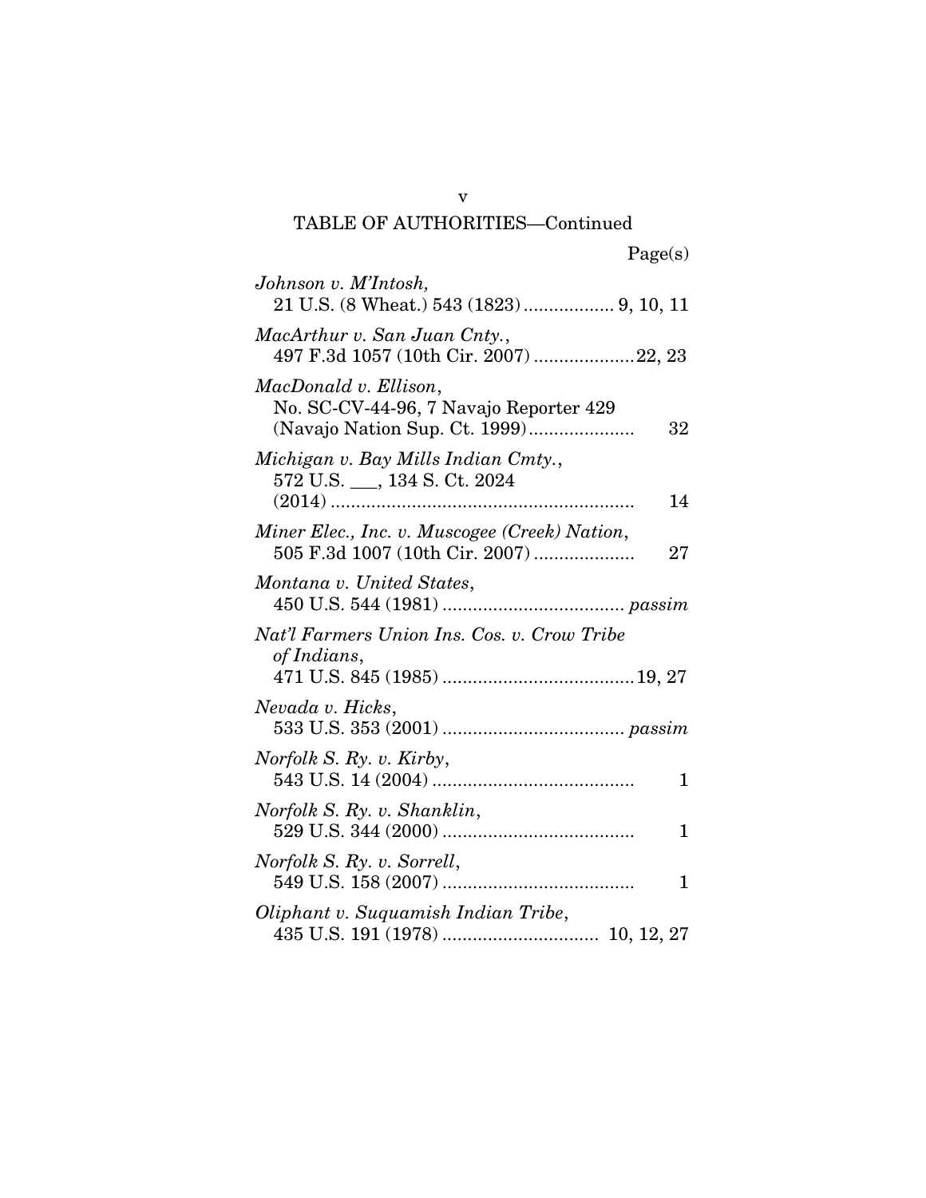TABLE OF AUTHORITIES—Continued

Page(s)

*Johnson v. M'Intosh*,
21 U.S. (8 Wheat.) 543 (1823) .................. 9, 10, 11

*MacArthur v. San Juan Cnty.*,
497 F.3d 1057 (10th Cir. 2007) .................... 22, 23

*MacDonald v. Ellison*,
No. SC-CV-44-96, 7 Navajo Reporter 429
(Navajo Nation Sup. Ct. 1999) ..................... 32

*Michigan v. Bay Mills Indian Cmty.*,
572 U.S. ___, 134 S. Ct. 2024
(2014) ........................................................... 14

*Miner Elec., Inc. v. Muscogee (Creek) Nation*,
505 F.3d 1007 (10th Cir. 2007) .................... 27

*Montana v. United States*,
450 U.S. 544 (1981) .................................... *passim*

*Nat'l Farmers Union Ins. Cos. v. Crow Tribe of Indians*,
471 U.S. 845 (1985) ...................................... 19, 27

*Nevada v. Hicks*,
533 U.S. 353 (2001) .................................... *passim*

*Norfolk S. Ry. v. Kirby*,
543 U.S. 14 (2004) ........................................ 1

*Norfolk S. Ry. v. Shanklin*,
529 U.S. 344 (2000) ...................................... 1

*Norfolk S. Ry. v. Sorrell*,
549 U.S. 158 (2007) ...................................... 1

*Oliphant v. Suquamish Indian Tribe*,
435 U.S. 191 (1978) ............................... 10, 12, 27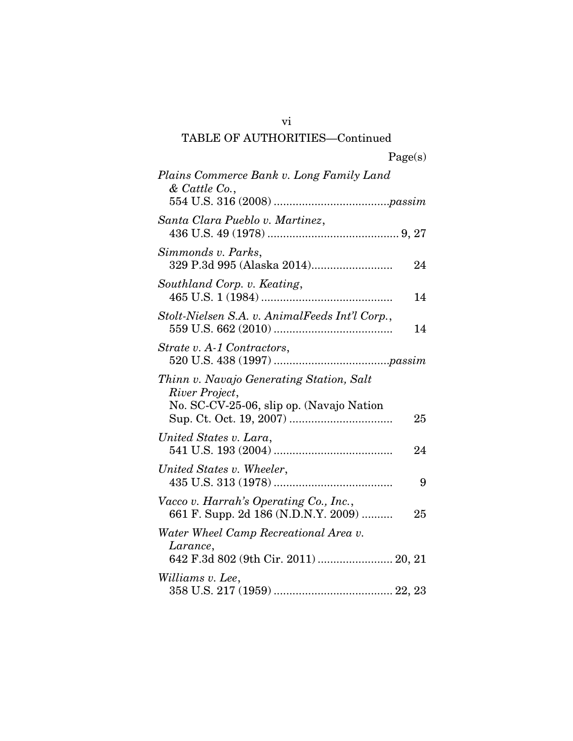TABLE OF AUTHORITIES—Continued

| | Page(s) |
|---|---|
| *Plains Commerce Bank v. Long Family Land & Cattle Co.*, 554 U.S. 316 (2008) | *passim* |
| *Santa Clara Pueblo v. Martinez*, 436 U.S. 49 (1978) | 9, 27 |
| *Simmonds v. Parks*, 329 P.3d 995 (Alaska 2014) | 24 |
| *Southland Corp. v. Keating*, 465 U.S. 1 (1984) | 14 |
| *Stolt-Nielsen S.A. v. AnimalFeeds Int'l Corp.*, 559 U.S. 662 (2010) | 14 |
| *Strate v. A-1 Contractors*, 520 U.S. 438 (1997) | *passim* |
| *Thinn v. Navajo Generating Station, Salt River Project*, No. SC-CV-25-06, slip op. (Navajo Nation Sup. Ct. Oct. 19, 2007) | 25 |
| *United States v. Lara*, 541 U.S. 193 (2004) | 24 |
| *United States v. Wheeler*, 435 U.S. 313 (1978) | 9 |
| *Vacco v. Harrah's Operating Co., Inc.*, 661 F. Supp. 2d 186 (N.D.N.Y. 2009) | 25 |
| *Water Wheel Camp Recreational Area v. Larance*, 642 F.3d 802 (9th Cir. 2011) | 20, 21 |
| *Williams v. Lee*, 358 U.S. 217 (1959) | 22, 23 |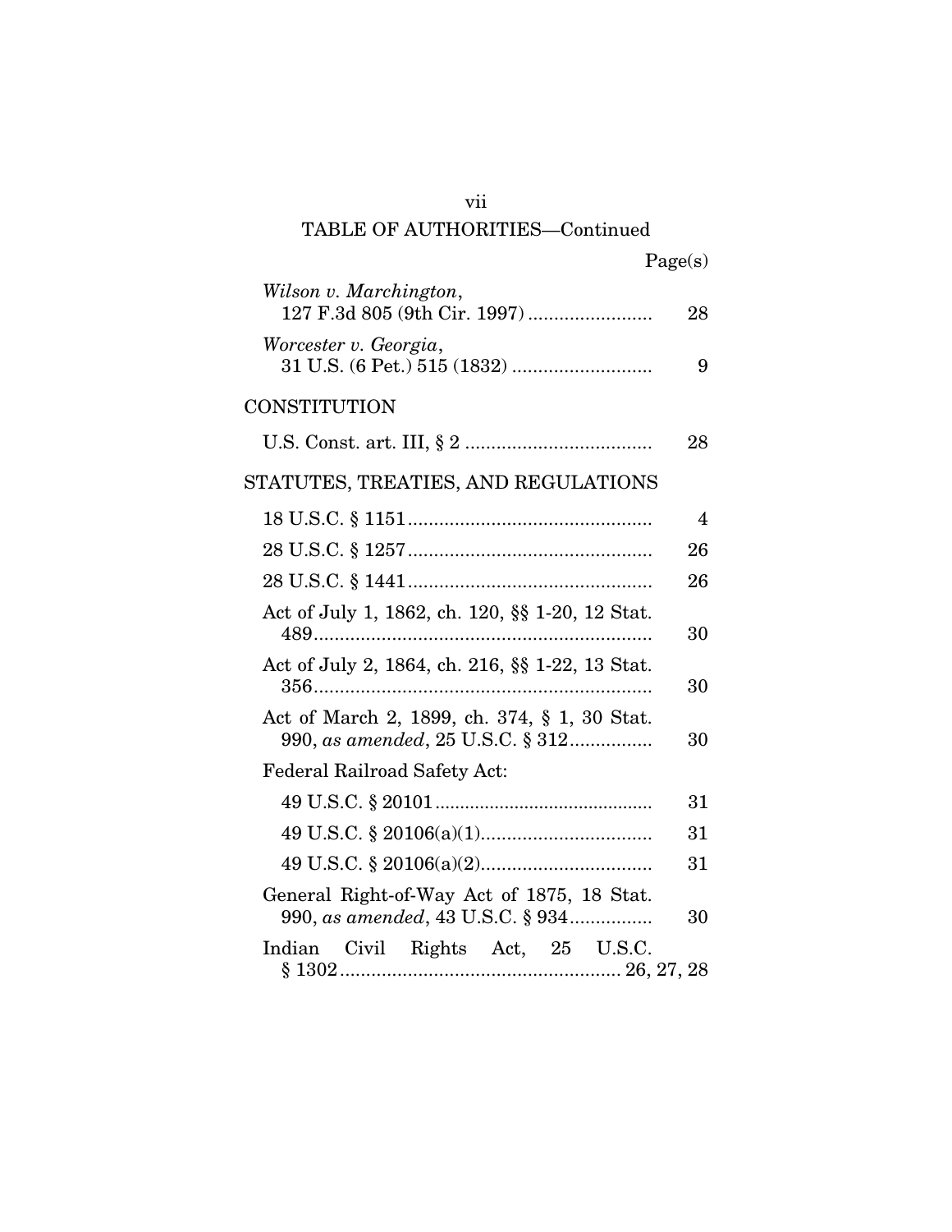## TABLE OF AUTHORITIES—Continued

| | Page(s) |
|---|---|
| *Wilson v. Marchington*, 127 F.3d 805 (9th Cir. 1997) | 28 |
| *Worcester v. Georgia*, 31 U.S. (6 Pet.) 515 (1832) | 9 |

### CONSTITUTION

| | |
|---|---|
| U.S. Const. art. III, § 2 | 28 |

### STATUTES, TREATIES, AND REGULATIONS

| | |
|---|---|
| 18 U.S.C. § 1151 | 4 |
| 28 U.S.C. § 1257 | 26 |
| 28 U.S.C. § 1441 | 26 |
| Act of July 1, 1862, ch. 120, §§ 1-20, 12 Stat. 489 | 30 |
| Act of July 2, 1864, ch. 216, §§ 1-22, 13 Stat. 356 | 30 |
| Act of March 2, 1899, ch. 374, § 1, 30 Stat. 990, *as amended*, 25 U.S.C. § 312 | 30 |
| Federal Railroad Safety Act: | |
| 49 U.S.C. § 20101 | 31 |
| 49 U.S.C. § 20106(a)(1) | 31 |
| 49 U.S.C. § 20106(a)(2) | 31 |
| General Right-of-Way Act of 1875, 18 Stat. 990, *as amended*, 43 U.S.C. § 934 | 30 |
| Indian Civil Rights Act, 25 U.S.C. § 1302 | 26, 27, 28 |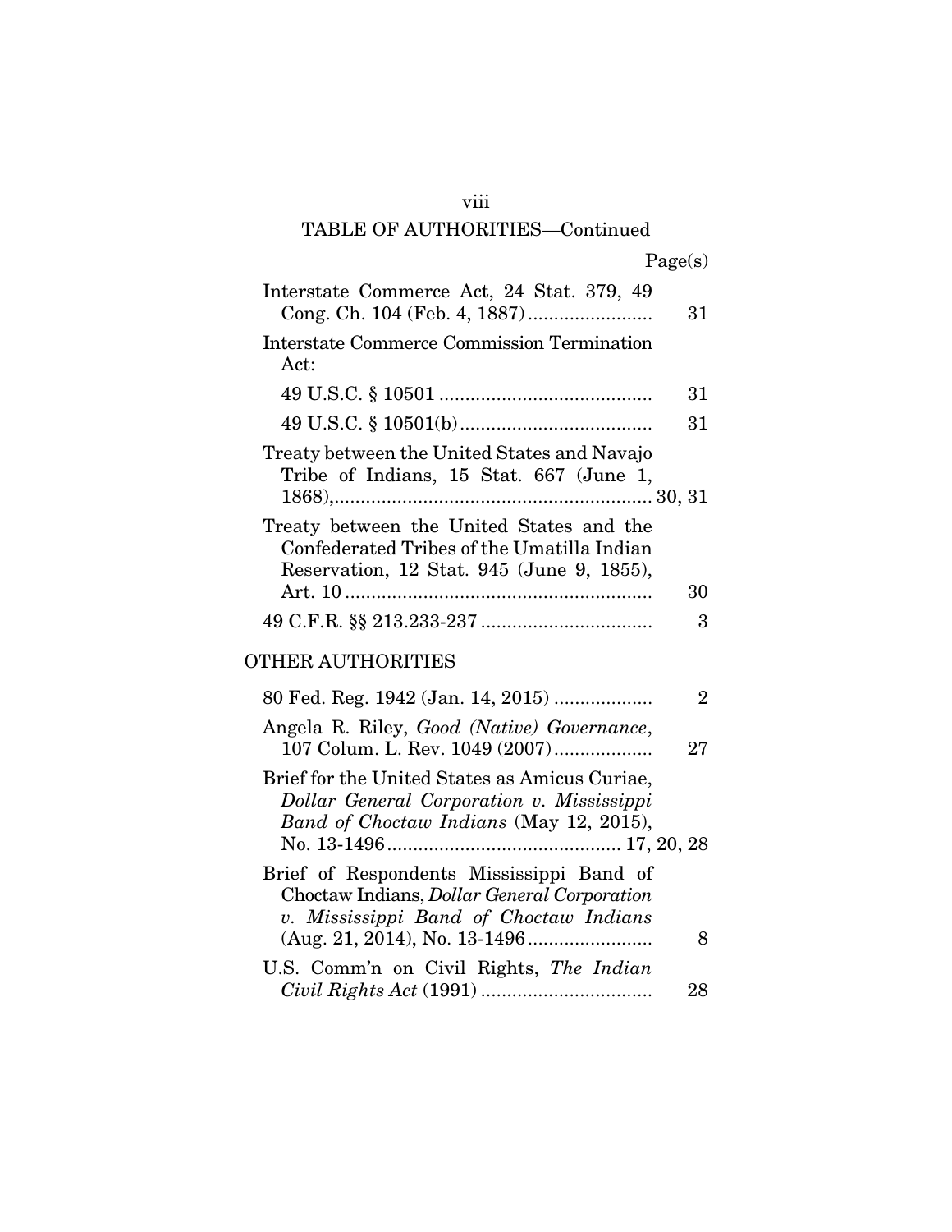## TABLE OF AUTHORITIES—Continued

Page(s)

Interstate Commerce Act, 24 Stat. 379, 49 Cong. Ch. 104 (Feb. 4, 1887) ........................ 31

Interstate Commerce Commission Termination Act:

- 49 U.S.C. § 10501 ......................................... 31
- 49 U.S.C. § 10501(b) ..................................... 31

Treaty between the United States and Navajo Tribe of Indians, 15 Stat. 667 (June 1, 1868),.............................................................. 30, 31

Treaty between the United States and the Confederated Tribes of the Umatilla Indian Reservation, 12 Stat. 945 (June 9, 1855), Art. 10 ........................................................... 30

49 C.F.R. §§ 213.233-237 ................................. 3

## OTHER AUTHORITIES

80 Fed. Reg. 1942 (Jan. 14, 2015) ................... 2

Angela R. Riley, *Good (Native) Governance*, 107 Colum. L. Rev. 1049 (2007)................... 27

Brief for the United States as Amicus Curiae, *Dollar General Corporation v. Mississippi Band of Choctaw Indians* (May 12, 2015), No. 13-1496............................................ 17, 20, 28

Brief of Respondents Mississippi Band of Choctaw Indians, *Dollar General Corporation v. Mississippi Band of Choctaw Indians* (Aug. 21, 2014), No. 13-1496........................ 8

U.S. Comm'n on Civil Rights, *The Indian Civil Rights Act* (1991) ................................. 28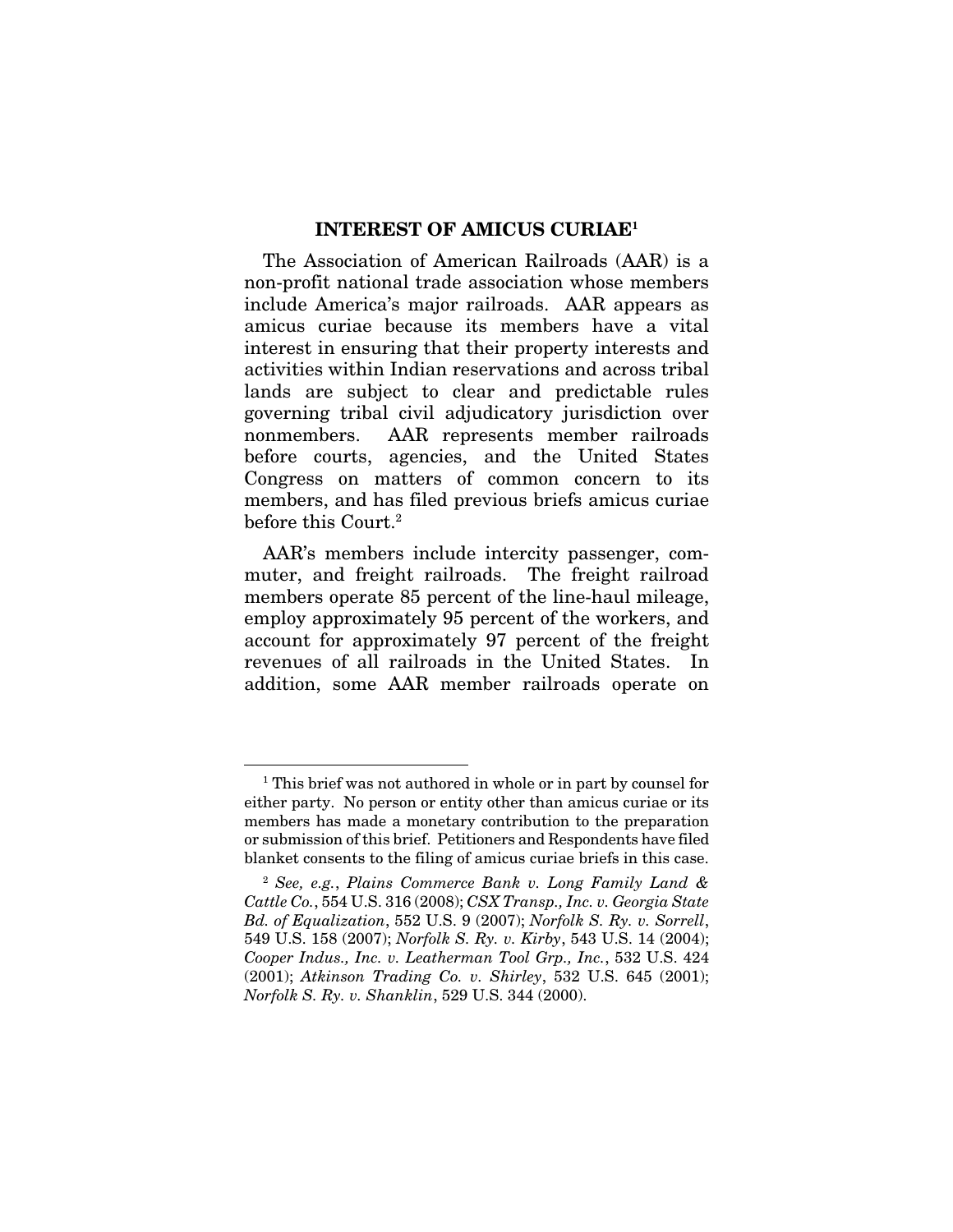## INTEREST OF AMICUS CURIAE[1]

The Association of American Railroads (AAR) is a non-profit national trade association whose members include America's major railroads. AAR appears as amicus curiae because its members have a vital interest in ensuring that their property interests and activities within Indian reservations and across tribal lands are subject to clear and predictable rules governing tribal civil adjudicatory jurisdiction over nonmembers. AAR represents member railroads before courts, agencies, and the United States Congress on matters of common concern to its members, and has filed previous briefs amicus curiae before this Court.[2]

AAR's members include intercity passenger, commuter, and freight railroads. The freight railroad members operate 85 percent of the line-haul mileage, employ approximately 95 percent of the workers, and account for approximately 97 percent of the freight revenues of all railroads in the United States. In addition, some AAR member railroads operate on

---

[1] This brief was not authored in whole or in part by counsel for either party. No person or entity other than amicus curiae or its members has made a monetary contribution to the preparation or submission of this brief. Petitioners and Respondents have filed blanket consents to the filing of amicus curiae briefs in this case.

[2] *See, e.g.*, *Plains Commerce Bank v. Long Family Land & Cattle Co.*, 554 U.S. 316 (2008); *CSX Transp., Inc. v. Georgia State Bd. of Equalization*, 552 U.S. 9 (2007); *Norfolk S. Ry. v. Sorrell*, 549 U.S. 158 (2007); *Norfolk S. Ry. v. Kirby*, 543 U.S. 14 (2004); *Cooper Indus., Inc. v. Leatherman Tool Grp., Inc.*, 532 U.S. 424 (2001); *Atkinson Trading Co. v. Shirley*, 532 U.S. 645 (2001); *Norfolk S. Ry. v. Shanklin*, 529 U.S. 344 (2000).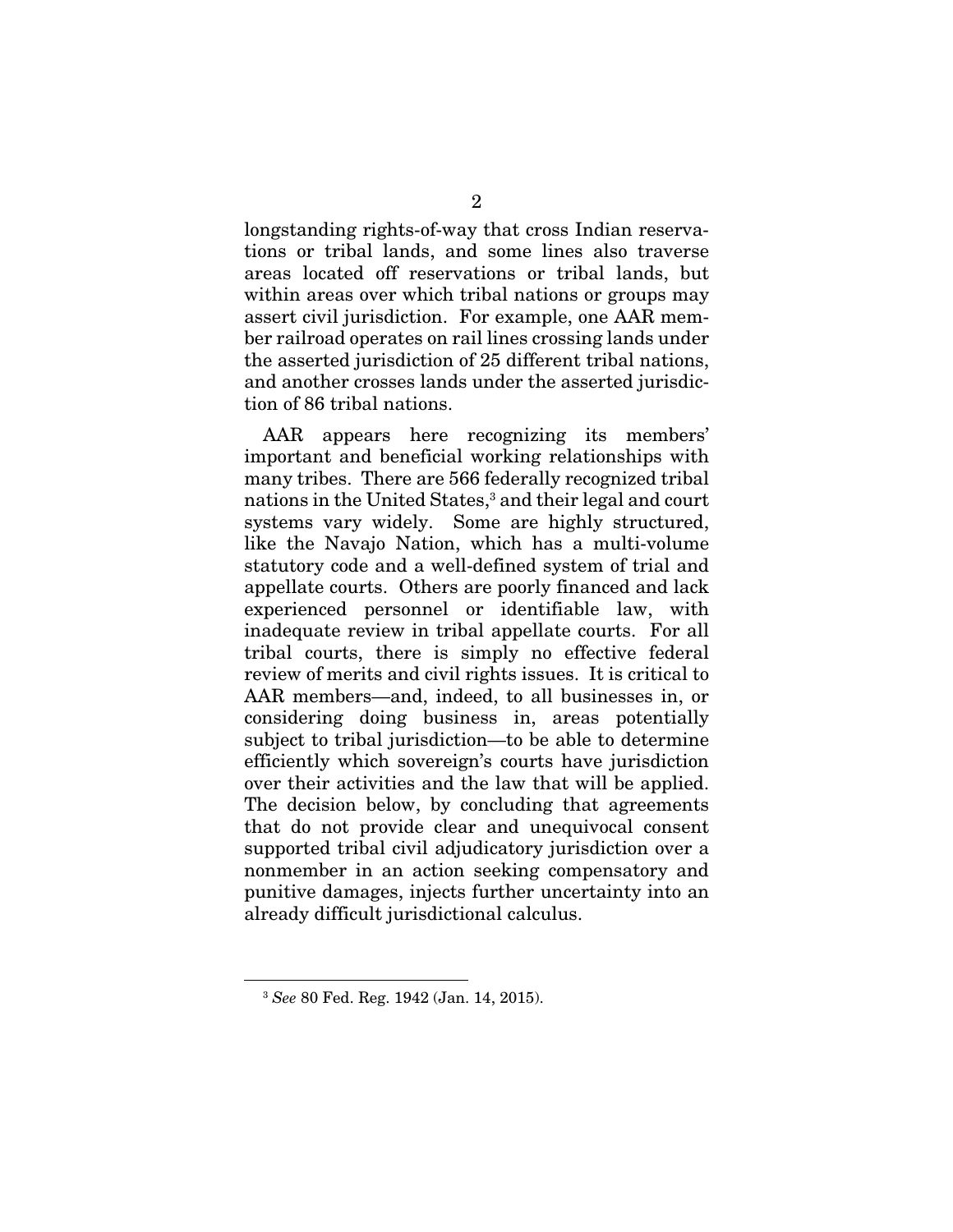longstanding rights-of-way that cross Indian reservations or tribal lands, and some lines also traverse areas located off reservations or tribal lands, but within areas over which tribal nations or groups may assert civil jurisdiction. For example, one AAR member railroad operates on rail lines crossing lands under the asserted jurisdiction of 25 different tribal nations, and another crosses lands under the asserted jurisdiction of 86 tribal nations.

AAR appears here recognizing its members' important and beneficial working relationships with many tribes. There are 566 federally recognized tribal nations in the United States,[3] and their legal and court systems vary widely. Some are highly structured, like the Navajo Nation, which has a multi-volume statutory code and a well-defined system of trial and appellate courts. Others are poorly financed and lack experienced personnel or identifiable law, with inadequate review in tribal appellate courts. For all tribal courts, there is simply no effective federal review of merits and civil rights issues. It is critical to AAR members—and, indeed, to all businesses in, or considering doing business in, areas potentially subject to tribal jurisdiction—to be able to determine efficiently which sovereign's courts have jurisdiction over their activities and the law that will be applied. The decision below, by concluding that agreements that do not provide clear and unequivocal consent supported tribal civil adjudicatory jurisdiction over a nonmember in an action seeking compensatory and punitive damages, injects further uncertainty into an already difficult jurisdictional calculus.

---

[3] *See* 80 Fed. Reg. 1942 (Jan. 14, 2015).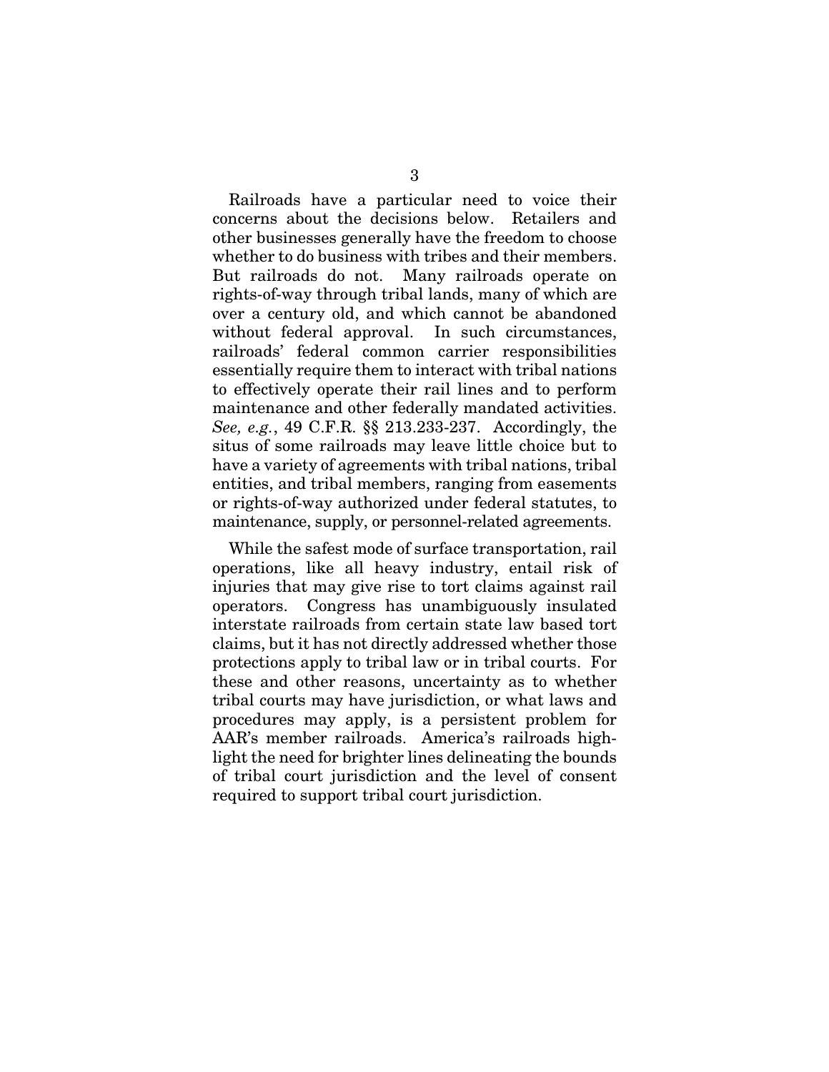Railroads have a particular need to voice their concerns about the decisions below. Retailers and other businesses generally have the freedom to choose whether to do business with tribes and their members. But railroads do not. Many railroads operate on rights-of-way through tribal lands, many of which are over a century old, and which cannot be abandoned without federal approval. In such circumstances, railroads' federal common carrier responsibilities essentially require them to interact with tribal nations to effectively operate their rail lines and to perform maintenance and other federally mandated activities. *See, e.g.*, 49 C.F.R. §§ 213.233-237. Accordingly, the situs of some railroads may leave little choice but to have a variety of agreements with tribal nations, tribal entities, and tribal members, ranging from easements or rights-of-way authorized under federal statutes, to maintenance, supply, or personnel-related agreements.

While the safest mode of surface transportation, rail operations, like all heavy industry, entail risk of injuries that may give rise to tort claims against rail operators. Congress has unambiguously insulated interstate railroads from certain state law based tort claims, but it has not directly addressed whether those protections apply to tribal law or in tribal courts. For these and other reasons, uncertainty as to whether tribal courts may have jurisdiction, or what laws and procedures may apply, is a persistent problem for AAR's member railroads. America's railroads highlight the need for brighter lines delineating the bounds of tribal court jurisdiction and the level of consent required to support tribal court jurisdiction.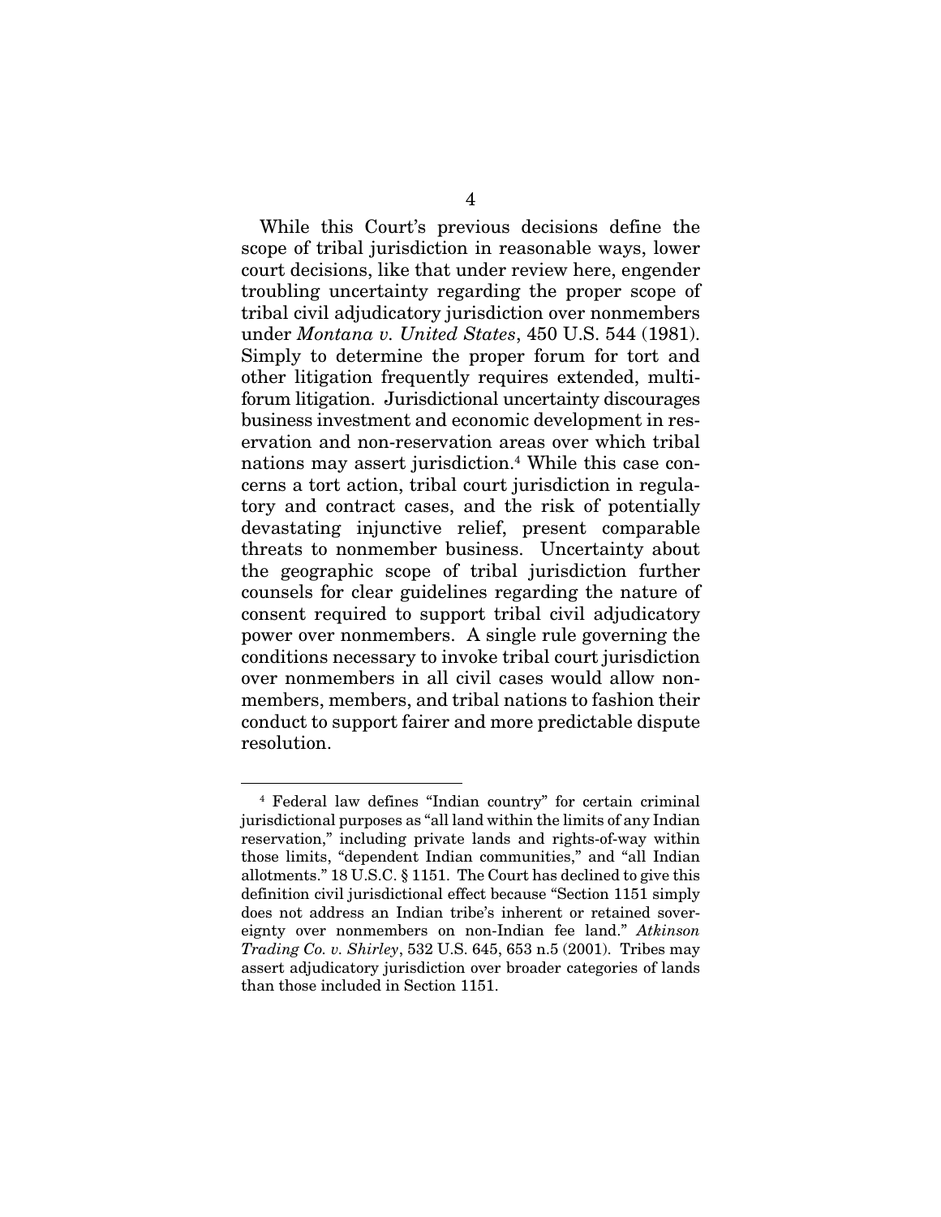While this Court's previous decisions define the scope of tribal jurisdiction in reasonable ways, lower court decisions, like that under review here, engender troubling uncertainty regarding the proper scope of tribal civil adjudicatory jurisdiction over nonmembers under *Montana v. United States*, 450 U.S. 544 (1981). Simply to determine the proper forum for tort and other litigation frequently requires extended, multi-forum litigation. Jurisdictional uncertainty discourages business investment and economic development in reservation and non-reservation areas over which tribal nations may assert jurisdiction.[4] While this case concerns a tort action, tribal court jurisdiction in regulatory and contract cases, and the risk of potentially devastating injunctive relief, present comparable threats to nonmember business. Uncertainty about the geographic scope of tribal jurisdiction further counsels for clear guidelines regarding the nature of consent required to support tribal civil adjudicatory power over nonmembers. A single rule governing the conditions necessary to invoke tribal court jurisdiction over nonmembers in all civil cases would allow nonmembers, members, and tribal nations to fashion their conduct to support fairer and more predictable dispute resolution.

---

[4] Federal law defines "Indian country" for certain criminal jurisdictional purposes as "all land within the limits of any Indian reservation," including private lands and rights-of-way within those limits, "dependent Indian communities," and "all Indian allotments." 18 U.S.C. § 1151. The Court has declined to give this definition civil jurisdictional effect because "Section 1151 simply does not address an Indian tribe's inherent or retained sovereignty over nonmembers on non-Indian fee land." *Atkinson Trading Co. v. Shirley*, 532 U.S. 645, 653 n.5 (2001). Tribes may assert adjudicatory jurisdiction over broader categories of lands than those included in Section 1151.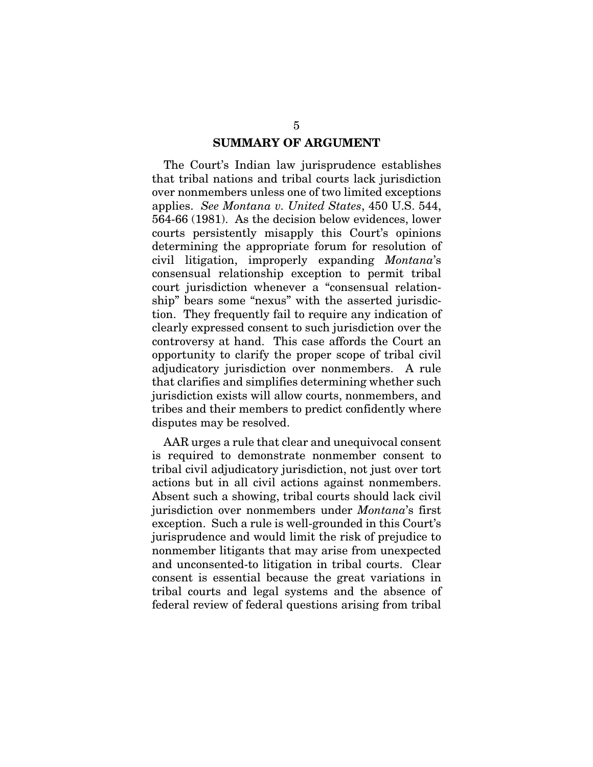## SUMMARY OF ARGUMENT

The Court's Indian law jurisprudence establishes that tribal nations and tribal courts lack jurisdiction over nonmembers unless one of two limited exceptions applies. *See Montana v. United States*, 450 U.S. 544, 564-66 (1981). As the decision below evidences, lower courts persistently misapply this Court's opinions determining the appropriate forum for resolution of civil litigation, improperly expanding *Montana*'s consensual relationship exception to permit tribal court jurisdiction whenever a "consensual relationship" bears some "nexus" with the asserted jurisdiction. They frequently fail to require any indication of clearly expressed consent to such jurisdiction over the controversy at hand. This case affords the Court an opportunity to clarify the proper scope of tribal civil adjudicatory jurisdiction over nonmembers. A rule that clarifies and simplifies determining whether such jurisdiction exists will allow courts, nonmembers, and tribes and their members to predict confidently where disputes may be resolved.

AAR urges a rule that clear and unequivocal consent is required to demonstrate nonmember consent to tribal civil adjudicatory jurisdiction, not just over tort actions but in all civil actions against nonmembers. Absent such a showing, tribal courts should lack civil jurisdiction over nonmembers under *Montana*'s first exception. Such a rule is well-grounded in this Court's jurisprudence and would limit the risk of prejudice to nonmember litigants that may arise from unexpected and unconsented-to litigation in tribal courts. Clear consent is essential because the great variations in tribal courts and legal systems and the absence of federal review of federal questions arising from tribal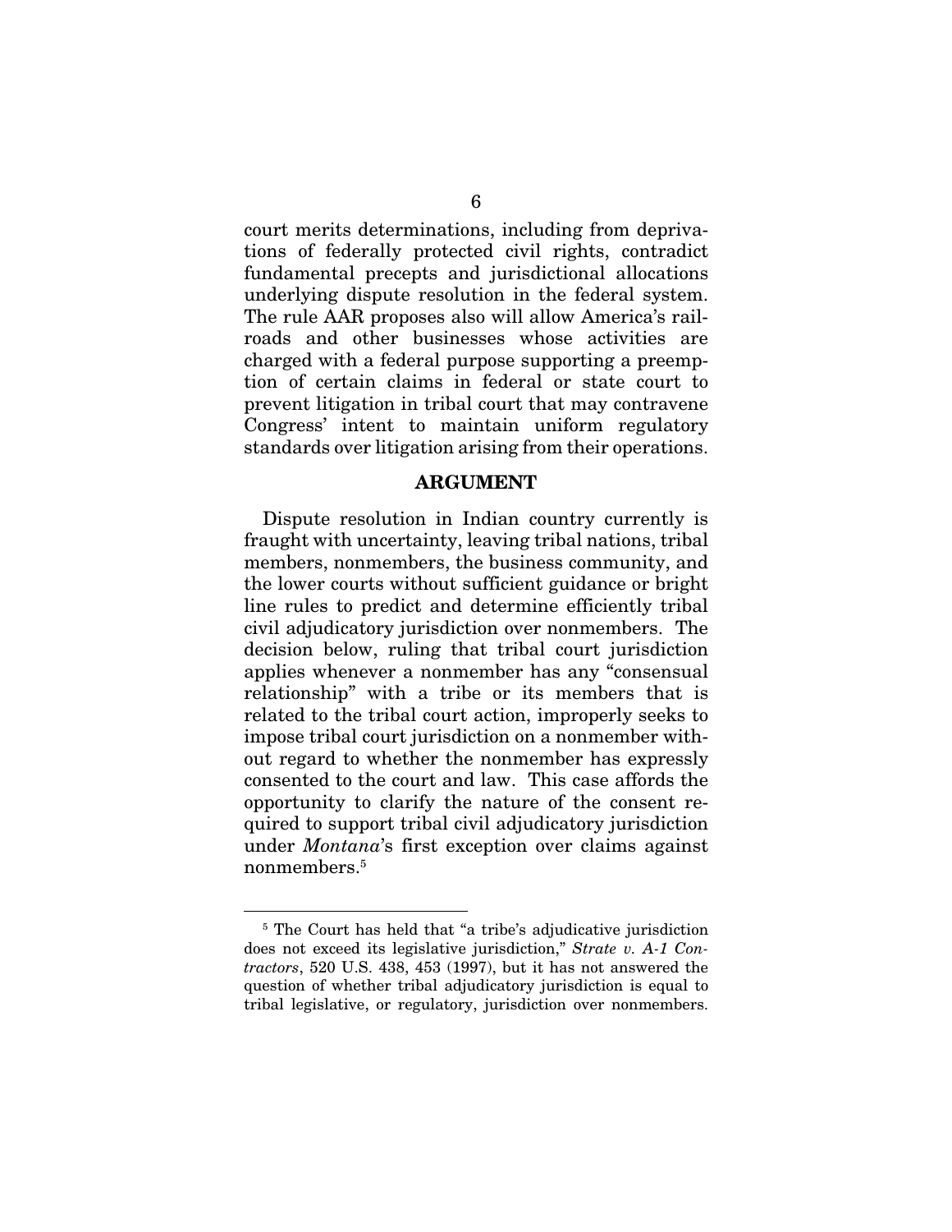court merits determinations, including from deprivations of federally protected civil rights, contradict fundamental precepts and jurisdictional allocations underlying dispute resolution in the federal system. The rule AAR proposes also will allow America's railroads and other businesses whose activities are charged with a federal purpose supporting a preemption of certain claims in federal or state court to prevent litigation in tribal court that may contravene Congress' intent to maintain uniform regulatory standards over litigation arising from their operations.

## ARGUMENT

Dispute resolution in Indian country currently is fraught with uncertainty, leaving tribal nations, tribal members, nonmembers, the business community, and the lower courts without sufficient guidance or bright line rules to predict and determine efficiently tribal civil adjudicatory jurisdiction over nonmembers. The decision below, ruling that tribal court jurisdiction applies whenever a nonmember has any "consensual relationship" with a tribe or its members that is related to the tribal court action, improperly seeks to impose tribal court jurisdiction on a nonmember without regard to whether the nonmember has expressly consented to the court and law. This case affords the opportunity to clarify the nature of the consent required to support tribal civil adjudicatory jurisdiction under *Montana*'s first exception over claims against nonmembers.[5]

[5] The Court has held that "a tribe's adjudicative jurisdiction does not exceed its legislative jurisdiction," *Strate v. A-1 Contractors*, 520 U.S. 438, 453 (1997), but it has not answered the question of whether tribal adjudicatory jurisdiction is equal to tribal legislative, or regulatory, jurisdiction over nonmembers.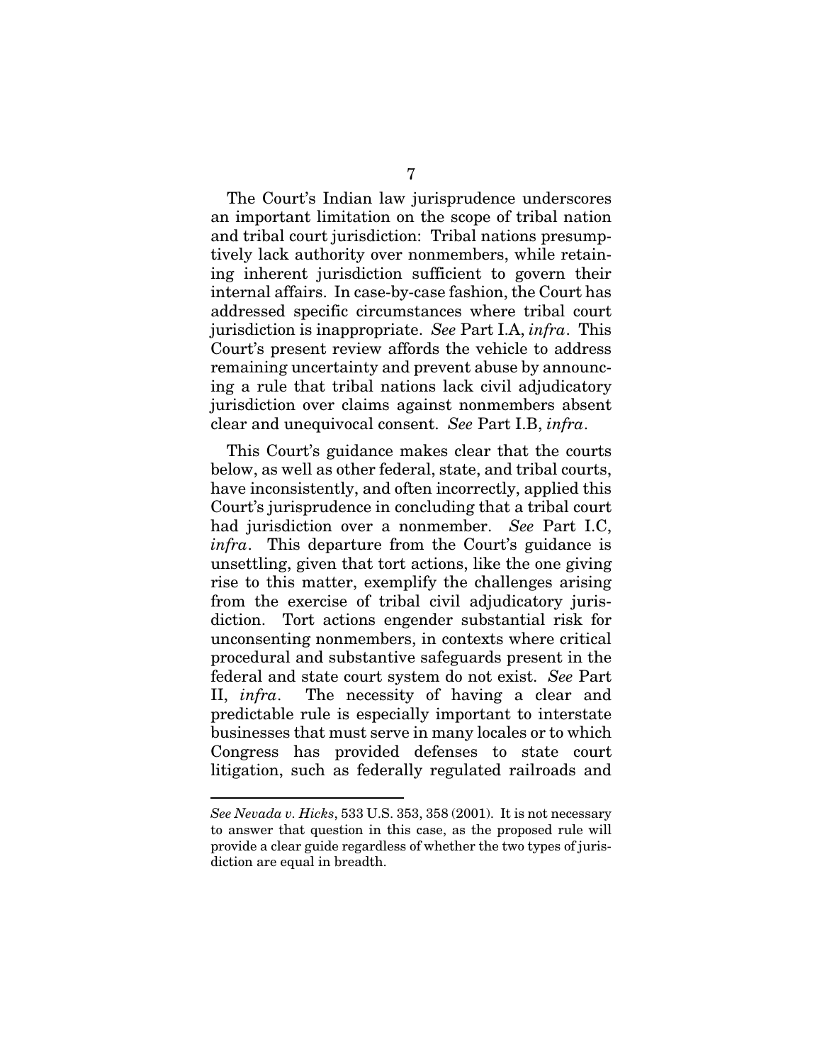The Court's Indian law jurisprudence underscores an important limitation on the scope of tribal nation and tribal court jurisdiction: Tribal nations presumptively lack authority over nonmembers, while retaining inherent jurisdiction sufficient to govern their internal affairs. In case-by-case fashion, the Court has addressed specific circumstances where tribal court jurisdiction is inappropriate. *See* Part I.A, *infra*. This Court's present review affords the vehicle to address remaining uncertainty and prevent abuse by announcing a rule that tribal nations lack civil adjudicatory jurisdiction over claims against nonmembers absent clear and unequivocal consent. *See* Part I.B, *infra*.

This Court's guidance makes clear that the courts below, as well as other federal, state, and tribal courts, have inconsistently, and often incorrectly, applied this Court's jurisprudence in concluding that a tribal court had jurisdiction over a nonmember. *See* Part I.C, *infra*. This departure from the Court's guidance is unsettling, given that tort actions, like the one giving rise to this matter, exemplify the challenges arising from the exercise of tribal civil adjudicatory jurisdiction. Tort actions engender substantial risk for unconsenting nonmembers, in contexts where critical procedural and substantive safeguards present in the federal and state court system do not exist. *See* Part II, *infra*. The necessity of having a clear and predictable rule is especially important to interstate businesses that must serve in many locales or to which Congress has provided defenses to state court litigation, such as federally regulated railroads and

---

*See Nevada v. Hicks*, 533 U.S. 353, 358 (2001). It is not necessary to answer that question in this case, as the proposed rule will provide a clear guide regardless of whether the two types of jurisdiction are equal in breadth.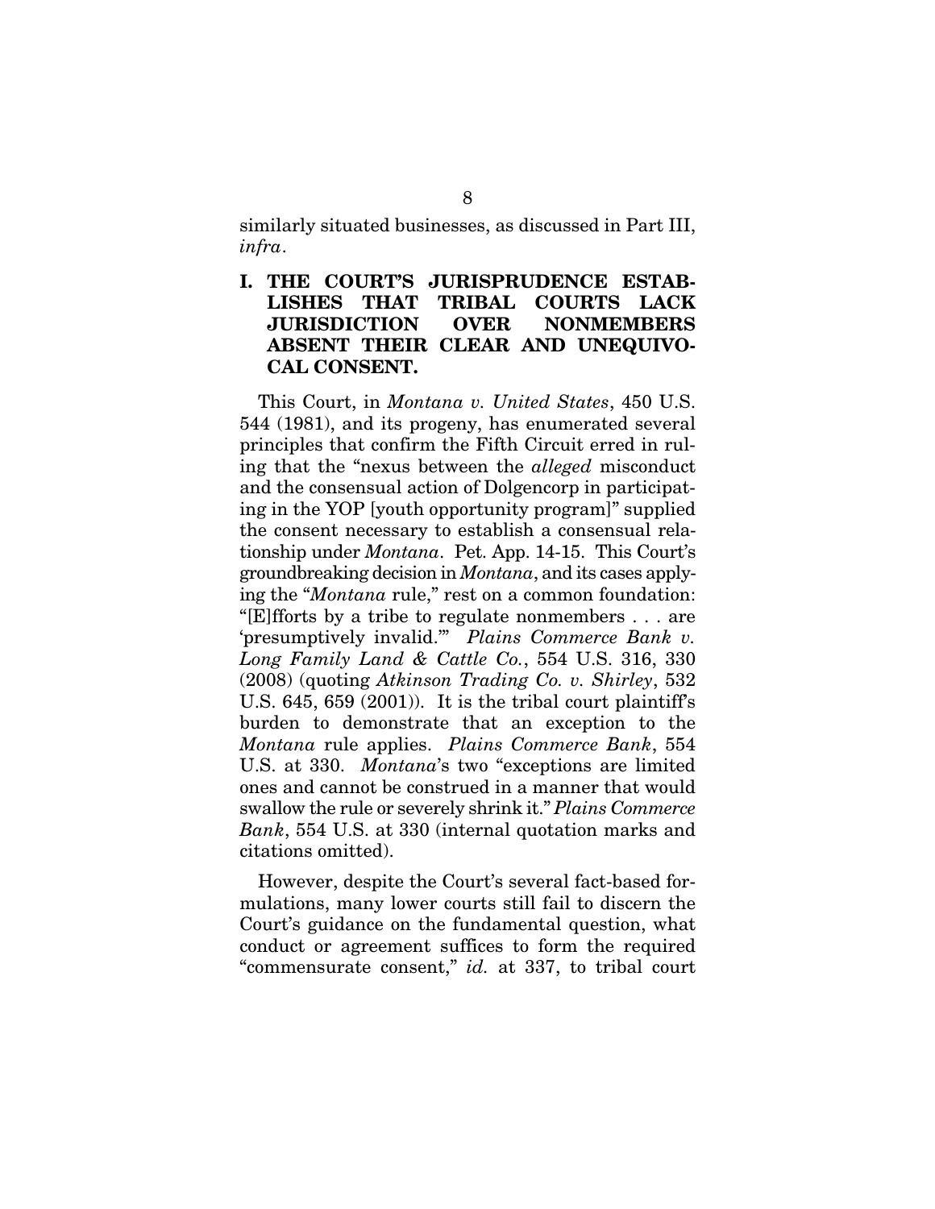similarly situated businesses, as discussed in Part III, *infra*.

## I. THE COURT'S JURISPRUDENCE ESTABLISHES THAT TRIBAL COURTS LACK JURISDICTION OVER NONMEMBERS ABSENT THEIR CLEAR AND UNEQUIVOCAL CONSENT.

This Court, in *Montana v. United States*, 450 U.S. 544 (1981), and its progeny, has enumerated several principles that confirm the Fifth Circuit erred in ruling that the "nexus between the *alleged* misconduct and the consensual action of Dolgencorp in participating in the YOP [youth opportunity program]" supplied the consent necessary to establish a consensual relationship under *Montana*. Pet. App. 14-15. This Court's groundbreaking decision in *Montana*, and its cases applying the "*Montana* rule," rest on a common foundation: "[E]fforts by a tribe to regulate nonmembers . . . are 'presumptively invalid.'" *Plains Commerce Bank v. Long Family Land & Cattle Co.*, 554 U.S. 316, 330 (2008) (quoting *Atkinson Trading Co. v. Shirley*, 532 U.S. 645, 659 (2001)). It is the tribal court plaintiff's burden to demonstrate that an exception to the *Montana* rule applies. *Plains Commerce Bank*, 554 U.S. at 330. *Montana*'s two "exceptions are limited ones and cannot be construed in a manner that would swallow the rule or severely shrink it." *Plains Commerce Bank*, 554 U.S. at 330 (internal quotation marks and citations omitted).

However, despite the Court's several fact-based formulations, many lower courts still fail to discern the Court's guidance on the fundamental question, what conduct or agreement suffices to form the required "commensurate consent," *id.* at 337, to tribal court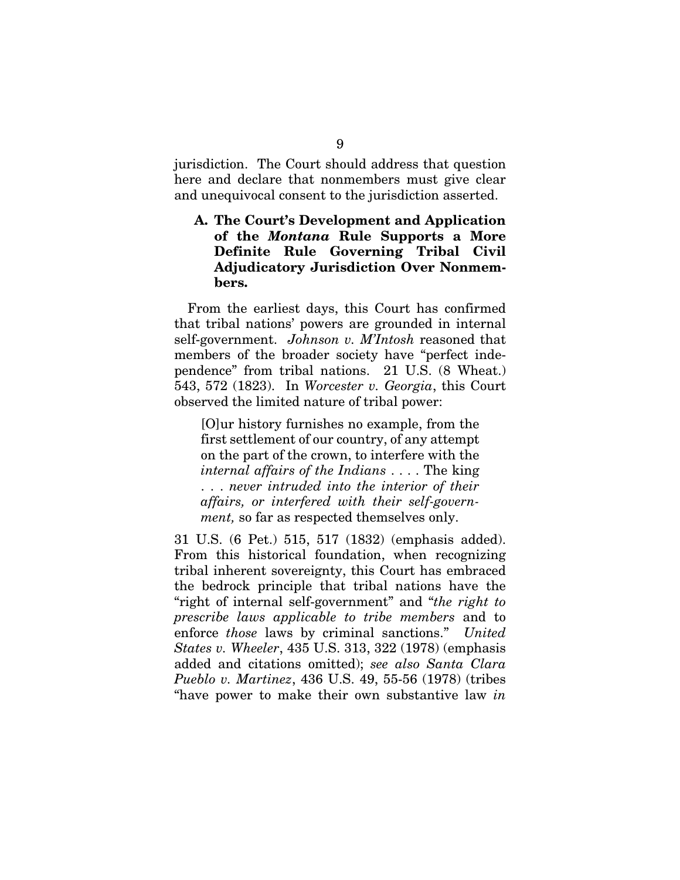jurisdiction. The Court should address that question here and declare that nonmembers must give clear and unequivocal consent to the jurisdiction asserted.

### A. The Court's Development and Application of the *Montana* Rule Supports a More Definite Rule Governing Tribal Civil Adjudicatory Jurisdiction Over Nonmembers.

From the earliest days, this Court has confirmed that tribal nations' powers are grounded in internal self-government. *Johnson v. M'Intosh* reasoned that members of the broader society have "perfect independence" from tribal nations. 21 U.S. (8 Wheat.) 543, 572 (1823). In *Worcester v. Georgia*, this Court observed the limited nature of tribal power:

> [O]ur history furnishes no example, from the first settlement of our country, of any attempt on the part of the crown, to interfere with the *internal affairs of the Indians* . . . . The king . . . *never intruded into the interior of their affairs, or interfered with their self-government,* so far as respected themselves only.

31 U.S. (6 Pet.) 515, 517 (1832) (emphasis added). From this historical foundation, when recognizing tribal inherent sovereignty, this Court has embraced the bedrock principle that tribal nations have the "right of internal self-government" and "*the right to prescribe laws applicable to tribe members* and to enforce *those* laws by criminal sanctions." *United States v. Wheeler*, 435 U.S. 313, 322 (1978) (emphasis added and citations omitted); *see also Santa Clara Pueblo v. Martinez*, 436 U.S. 49, 55-56 (1978) (tribes "have power to make their own substantive law *in*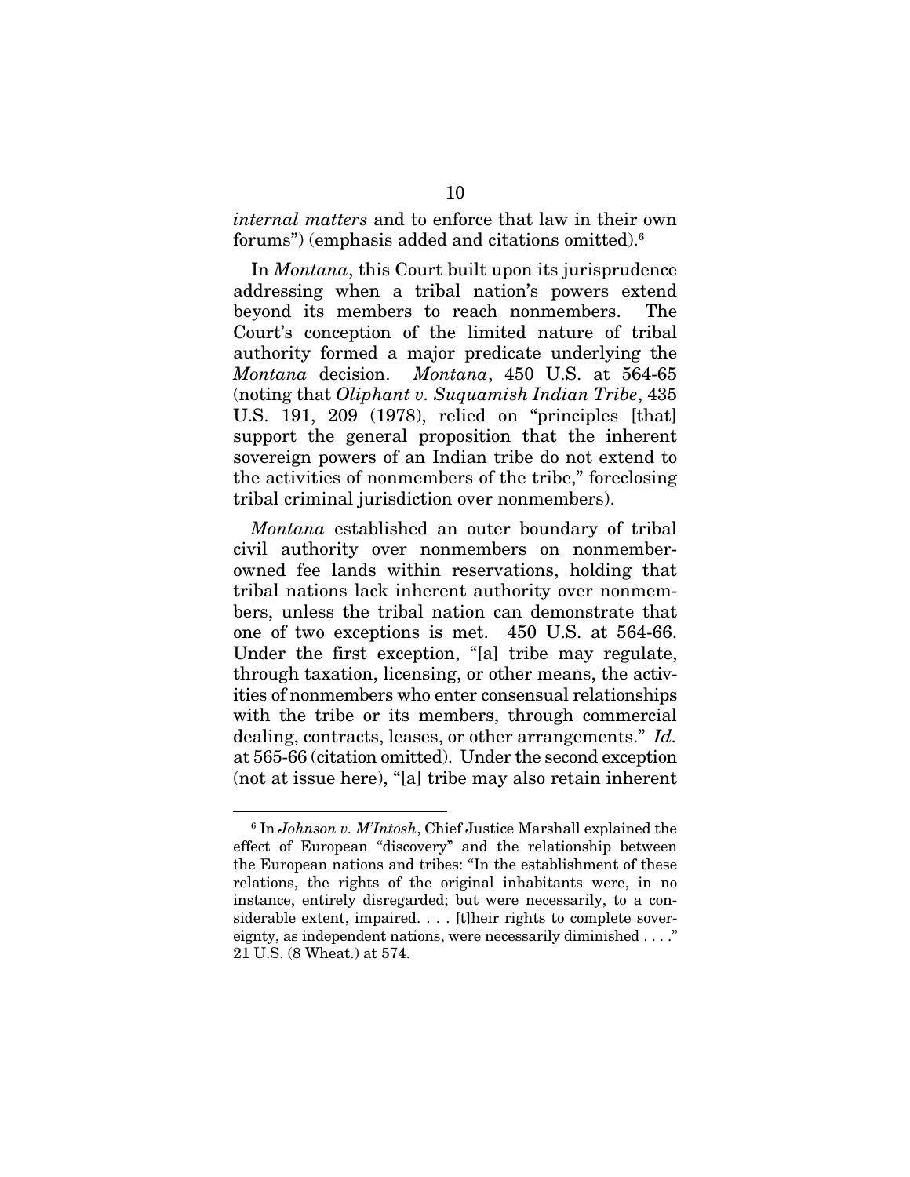*internal matters* and to enforce that law in their own forums") (emphasis added and citations omitted).[6]

In *Montana*, this Court built upon its jurisprudence addressing when a tribal nation's powers extend beyond its members to reach nonmembers. The Court's conception of the limited nature of tribal authority formed a major predicate underlying the *Montana* decision. *Montana*, 450 U.S. at 564-65 (noting that *Oliphant v. Suquamish Indian Tribe*, 435 U.S. 191, 209 (1978), relied on "principles [that] support the general proposition that the inherent sovereign powers of an Indian tribe do not extend to the activities of nonmembers of the tribe," foreclosing tribal criminal jurisdiction over nonmembers).

*Montana* established an outer boundary of tribal civil authority over nonmembers on nonmember-owned fee lands within reservations, holding that tribal nations lack inherent authority over nonmembers, unless the tribal nation can demonstrate that one of two exceptions is met. 450 U.S. at 564-66. Under the first exception, "[a] tribe may regulate, through taxation, licensing, or other means, the activities of nonmembers who enter consensual relationships with the tribe or its members, through commercial dealing, contracts, leases, or other arrangements." *Id.* at 565-66 (citation omitted). Under the second exception (not at issue here), "[a] tribe may also retain inherent

---

[6] In *Johnson v. M'Intosh*, Chief Justice Marshall explained the effect of European "discovery" and the relationship between the European nations and tribes: "In the establishment of these relations, the rights of the original inhabitants were, in no instance, entirely disregarded; but were necessarily, to a considerable extent, impaired. . . . [t]heir rights to complete sovereignty, as independent nations, were necessarily diminished . . . ." 21 U.S. (8 Wheat.) at 574.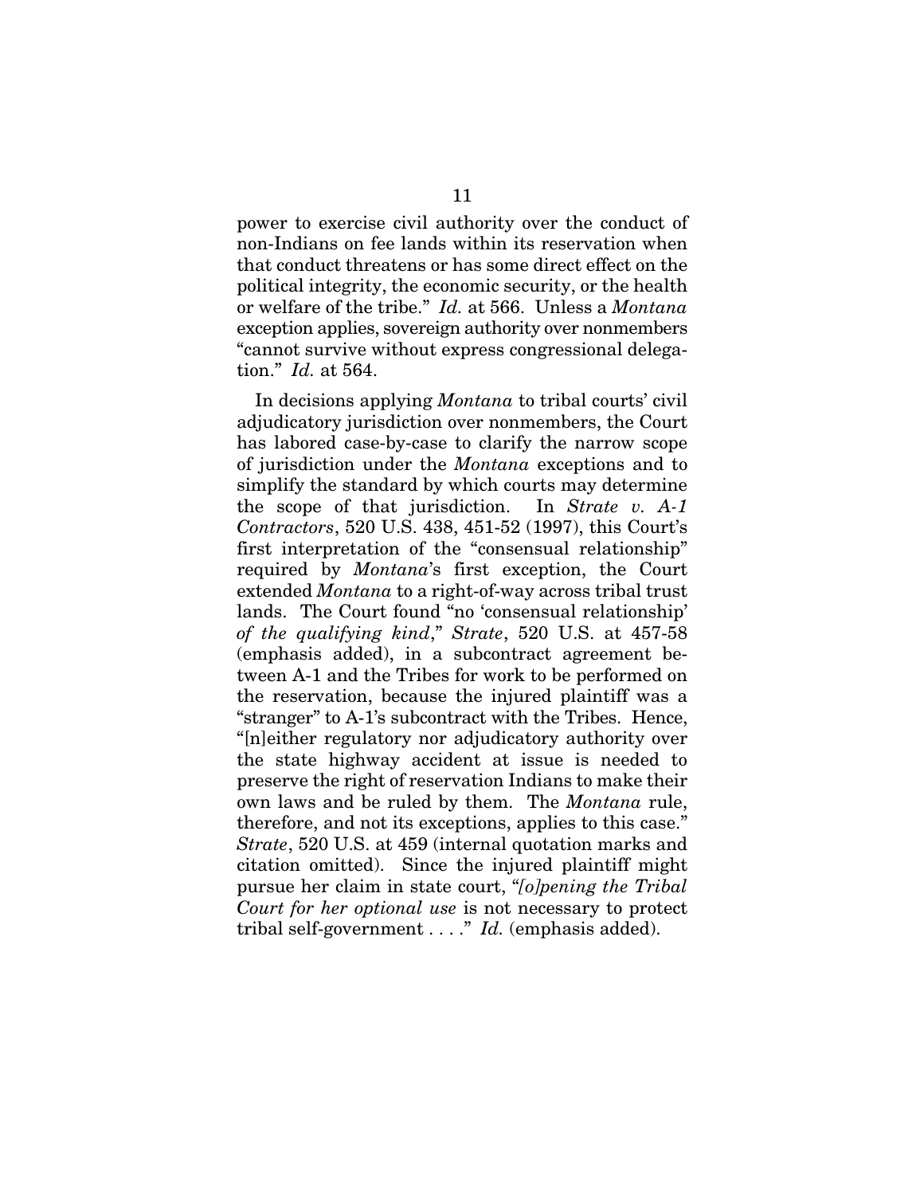power to exercise civil authority over the conduct of non-Indians on fee lands within its reservation when that conduct threatens or has some direct effect on the political integrity, the economic security, or the health or welfare of the tribe." *Id.* at 566. Unless a *Montana* exception applies, sovereign authority over nonmembers "cannot survive without express congressional delegation." *Id.* at 564.

In decisions applying *Montana* to tribal courts' civil adjudicatory jurisdiction over nonmembers, the Court has labored case-by-case to clarify the narrow scope of jurisdiction under the *Montana* exceptions and to simplify the standard by which courts may determine the scope of that jurisdiction. In *Strate v. A-1 Contractors*, 520 U.S. 438, 451-52 (1997), this Court's first interpretation of the "consensual relationship" required by *Montana*'s first exception, the Court extended *Montana* to a right-of-way across tribal trust lands. The Court found "no 'consensual relationship' *of the qualifying kind*," *Strate*, 520 U.S. at 457-58 (emphasis added), in a subcontract agreement between A-1 and the Tribes for work to be performed on the reservation, because the injured plaintiff was a "stranger" to A-1's subcontract with the Tribes. Hence, "[n]either regulatory nor adjudicatory authority over the state highway accident at issue is needed to preserve the right of reservation Indians to make their own laws and be ruled by them. The *Montana* rule, therefore, and not its exceptions, applies to this case." *Strate*, 520 U.S. at 459 (internal quotation marks and citation omitted). Since the injured plaintiff might pursue her claim in state court, "*[o]pening the Tribal Court for her optional use* is not necessary to protect tribal self-government . . . ." *Id.* (emphasis added).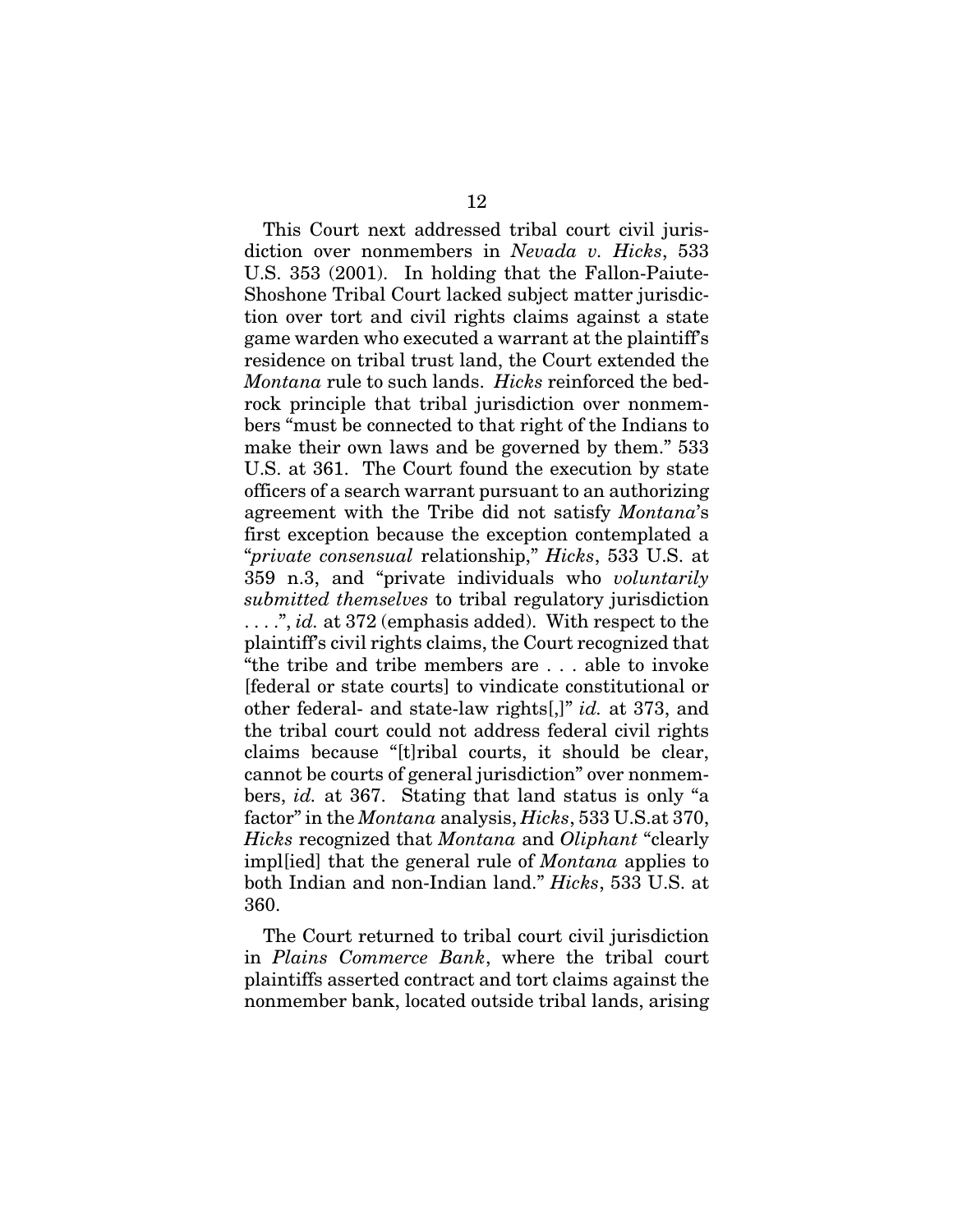This Court next addressed tribal court civil jurisdiction over nonmembers in *Nevada v. Hicks*, 533 U.S. 353 (2001). In holding that the Fallon-Paiute-Shoshone Tribal Court lacked subject matter jurisdiction over tort and civil rights claims against a state game warden who executed a warrant at the plaintiff's residence on tribal trust land, the Court extended the *Montana* rule to such lands. *Hicks* reinforced the bedrock principle that tribal jurisdiction over nonmembers "must be connected to that right of the Indians to make their own laws and be governed by them." 533 U.S. at 361. The Court found the execution by state officers of a search warrant pursuant to an authorizing agreement with the Tribe did not satisfy *Montana*'s first exception because the exception contemplated a "*private consensual* relationship," *Hicks*, 533 U.S. at 359 n.3, and "private individuals who *voluntarily submitted themselves* to tribal regulatory jurisdiction . . . .", *id.* at 372 (emphasis added). With respect to the plaintiff's civil rights claims, the Court recognized that "the tribe and tribe members are . . . able to invoke [federal or state courts] to vindicate constitutional or other federal- and state-law rights[,]" *id.* at 373, and the tribal court could not address federal civil rights claims because "[t]ribal courts, it should be clear, cannot be courts of general jurisdiction" over nonmembers, *id.* at 367. Stating that land status is only "a factor" in the *Montana* analysis, *Hicks*, 533 U.S.at 370, *Hicks* recognized that *Montana* and *Oliphant* "clearly impl[ied] that the general rule of *Montana* applies to both Indian and non-Indian land." *Hicks*, 533 U.S. at 360.

The Court returned to tribal court civil jurisdiction in *Plains Commerce Bank*, where the tribal court plaintiffs asserted contract and tort claims against the nonmember bank, located outside tribal lands, arising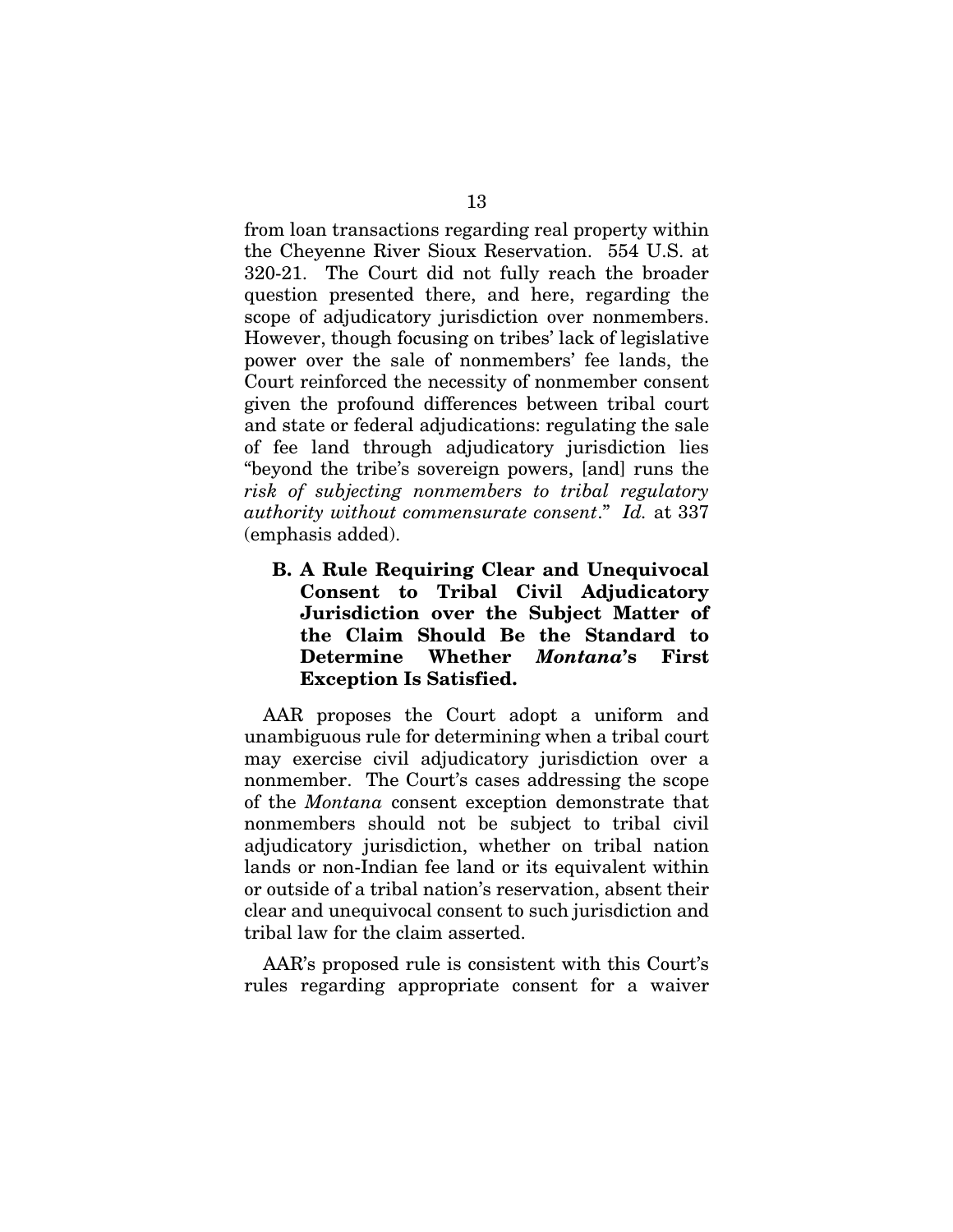from loan transactions regarding real property within the Cheyenne River Sioux Reservation. 554 U.S. at 320-21. The Court did not fully reach the broader question presented there, and here, regarding the scope of adjudicatory jurisdiction over nonmembers. However, though focusing on tribes' lack of legislative power over the sale of nonmembers' fee lands, the Court reinforced the necessity of nonmember consent given the profound differences between tribal court and state or federal adjudications: regulating the sale of fee land through adjudicatory jurisdiction lies "beyond the tribe's sovereign powers, [and] runs the *risk of subjecting nonmembers to tribal regulatory authority without commensurate consent*." *Id.* at 337 (emphasis added).

### B. A Rule Requiring Clear and Unequivocal Consent to Tribal Civil Adjudicatory Jurisdiction over the Subject Matter of the Claim Should Be the Standard to Determine Whether *Montana*'s First Exception Is Satisfied.

AAR proposes the Court adopt a uniform and unambiguous rule for determining when a tribal court may exercise civil adjudicatory jurisdiction over a nonmember. The Court's cases addressing the scope of the *Montana* consent exception demonstrate that nonmembers should not be subject to tribal civil adjudicatory jurisdiction, whether on tribal nation lands or non-Indian fee land or its equivalent within or outside of a tribal nation's reservation, absent their clear and unequivocal consent to such jurisdiction and tribal law for the claim asserted.

AAR's proposed rule is consistent with this Court's rules regarding appropriate consent for a waiver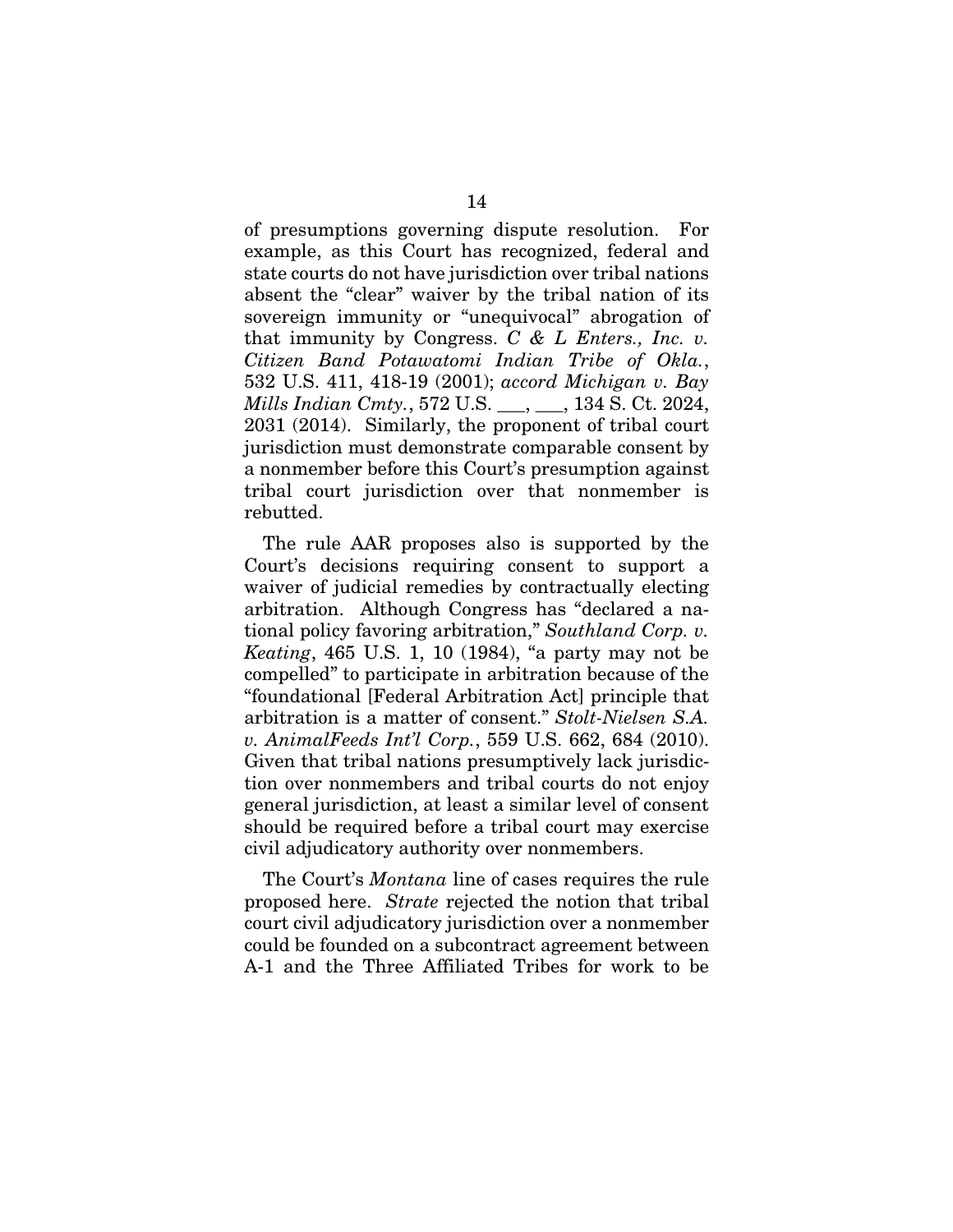of presumptions governing dispute resolution. For example, as this Court has recognized, federal and state courts do not have jurisdiction over tribal nations absent the "clear" waiver by the tribal nation of its sovereign immunity or "unequivocal" abrogation of that immunity by Congress. *C & L Enters., Inc. v. Citizen Band Potawatomi Indian Tribe of Okla.*, 532 U.S. 411, 418-19 (2001); *accord Michigan v. Bay Mills Indian Cmty.*, 572 U.S. ___, ___, 134 S. Ct. 2024, 2031 (2014). Similarly, the proponent of tribal court jurisdiction must demonstrate comparable consent by a nonmember before this Court's presumption against tribal court jurisdiction over that nonmember is rebutted.

The rule AAR proposes also is supported by the Court's decisions requiring consent to support a waiver of judicial remedies by contractually electing arbitration. Although Congress has "declared a national policy favoring arbitration," *Southland Corp. v. Keating*, 465 U.S. 1, 10 (1984), "a party may not be compelled" to participate in arbitration because of the "foundational [Federal Arbitration Act] principle that arbitration is a matter of consent." *Stolt-Nielsen S.A. v. AnimalFeeds Int'l Corp.*, 559 U.S. 662, 684 (2010). Given that tribal nations presumptively lack jurisdiction over nonmembers and tribal courts do not enjoy general jurisdiction, at least a similar level of consent should be required before a tribal court may exercise civil adjudicatory authority over nonmembers.

The Court's *Montana* line of cases requires the rule proposed here. *Strate* rejected the notion that tribal court civil adjudicatory jurisdiction over a nonmember could be founded on a subcontract agreement between A-1 and the Three Affiliated Tribes for work to be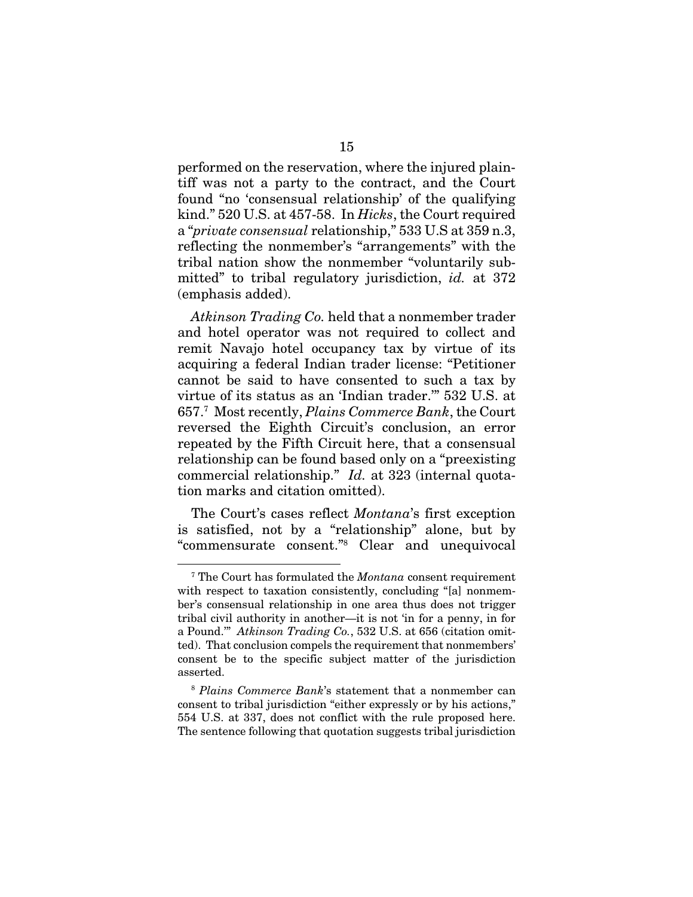performed on the reservation, where the injured plaintiff was not a party to the contract, and the Court found "no 'consensual relationship' of the qualifying kind." 520 U.S. at 457-58. In *Hicks*, the Court required a "*private consensual* relationship," 533 U.S at 359 n.3, reflecting the nonmember's "arrangements" with the tribal nation show the nonmember "voluntarily submitted" to tribal regulatory jurisdiction, *id.* at 372 (emphasis added).

*Atkinson Trading Co.* held that a nonmember trader and hotel operator was not required to collect and remit Navajo hotel occupancy tax by virtue of its acquiring a federal Indian trader license: "Petitioner cannot be said to have consented to such a tax by virtue of its status as an 'Indian trader.'" 532 U.S. at 657.[7] Most recently, *Plains Commerce Bank*, the Court reversed the Eighth Circuit's conclusion, an error repeated by the Fifth Circuit here, that a consensual relationship can be found based only on a "preexisting commercial relationship." *Id.* at 323 (internal quotation marks and citation omitted).

The Court's cases reflect *Montana*'s first exception is satisfied, not by a "relationship" alone, but by "commensurate consent."[8] Clear and unequivocal

---

[7] The Court has formulated the *Montana* consent requirement with respect to taxation consistently, concluding "[a] nonmember's consensual relationship in one area thus does not trigger tribal civil authority in another—it is not 'in for a penny, in for a Pound.'" *Atkinson Trading Co.*, 532 U.S. at 656 (citation omitted). That conclusion compels the requirement that nonmembers' consent be to the specific subject matter of the jurisdiction asserted.

[8] *Plains Commerce Bank*'s statement that a nonmember can consent to tribal jurisdiction "either expressly or by his actions," 554 U.S. at 337, does not conflict with the rule proposed here. The sentence following that quotation suggests tribal jurisdiction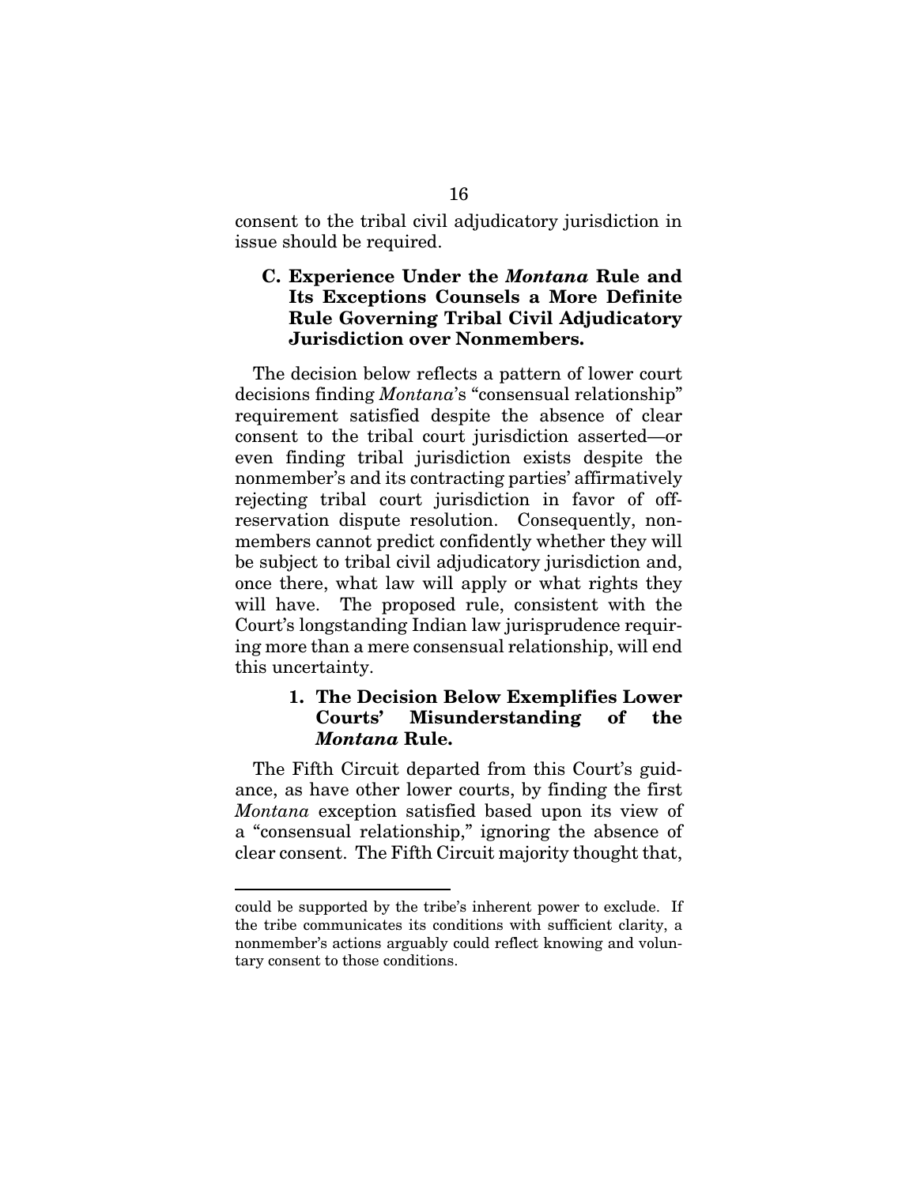consent to the tribal civil adjudicatory jurisdiction in issue should be required.

### C. Experience Under the *Montana* Rule and Its Exceptions Counsels a More Definite Rule Governing Tribal Civil Adjudicatory Jurisdiction over Nonmembers.

The decision below reflects a pattern of lower court decisions finding *Montana*'s "consensual relationship" requirement satisfied despite the absence of clear consent to the tribal court jurisdiction asserted—or even finding tribal jurisdiction exists despite the nonmember's and its contracting parties' affirmatively rejecting tribal court jurisdiction in favor of off-reservation dispute resolution. Consequently, nonmembers cannot predict confidently whether they will be subject to tribal civil adjudicatory jurisdiction and, once there, what law will apply or what rights they will have. The proposed rule, consistent with the Court's longstanding Indian law jurisprudence requiring more than a mere consensual relationship, will end this uncertainty.

#### 1. The Decision Below Exemplifies Lower Courts' Misunderstanding of the *Montana* Rule.

The Fifth Circuit departed from this Court's guidance, as have other lower courts, by finding the first *Montana* exception satisfied based upon its view of a "consensual relationship," ignoring the absence of clear consent. The Fifth Circuit majority thought that,

---

could be supported by the tribe's inherent power to exclude. If the tribe communicates its conditions with sufficient clarity, a nonmember's actions arguably could reflect knowing and voluntary consent to those conditions.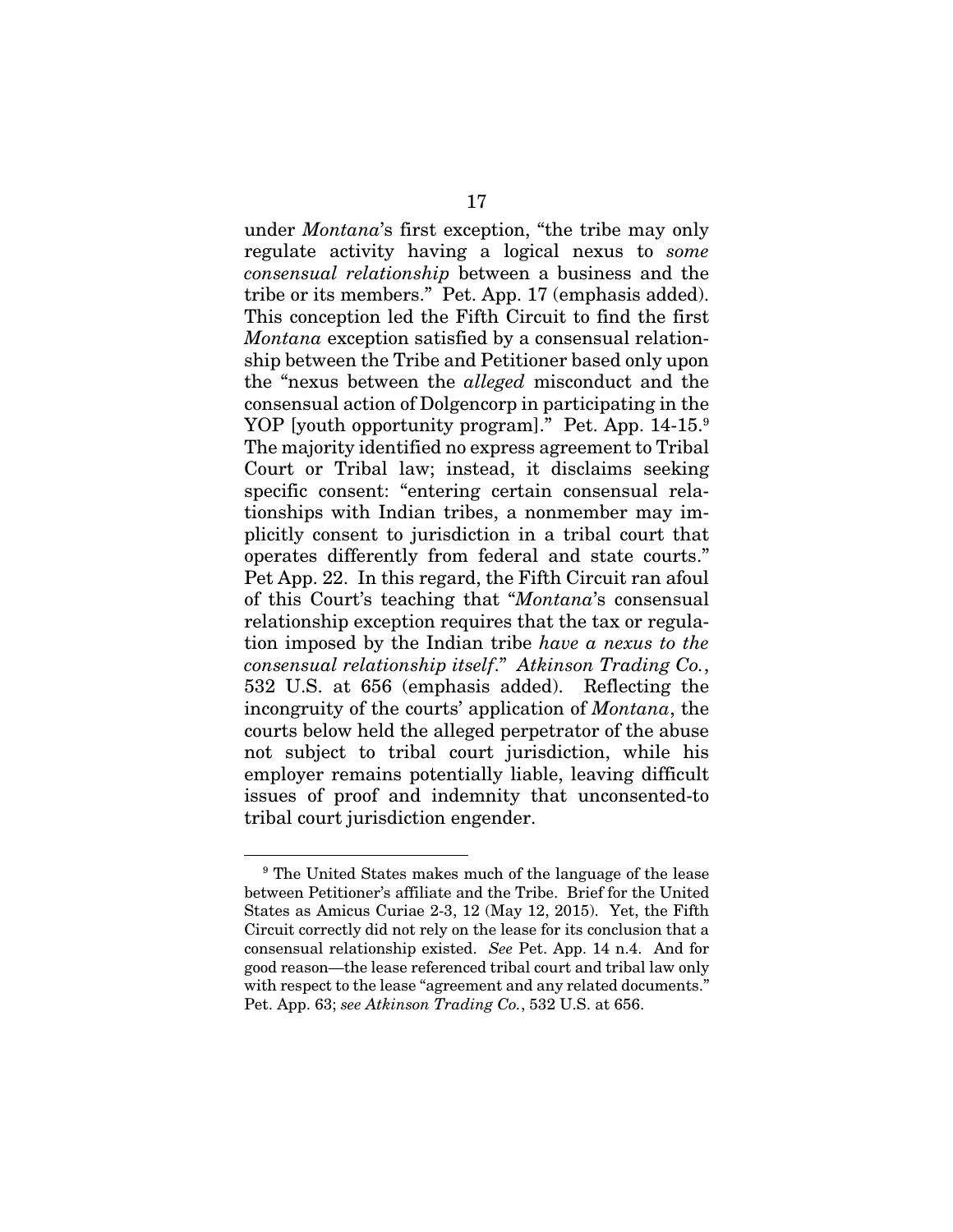under *Montana*'s first exception, "the tribe may only regulate activity having a logical nexus to *some consensual relationship* between a business and the tribe or its members." Pet. App. 17 (emphasis added). This conception led the Fifth Circuit to find the first *Montana* exception satisfied by a consensual relationship between the Tribe and Petitioner based only upon the "nexus between the *alleged* misconduct and the consensual action of Dolgencorp in participating in the YOP [youth opportunity program]." Pet. App. 14-15.[9] The majority identified no express agreement to Tribal Court or Tribal law; instead, it disclaims seeking specific consent: "entering certain consensual relationships with Indian tribes, a nonmember may implicitly consent to jurisdiction in a tribal court that operates differently from federal and state courts." Pet App. 22. In this regard, the Fifth Circuit ran afoul of this Court's teaching that "*Montana*'s consensual relationship exception requires that the tax or regulation imposed by the Indian tribe *have a nexus to the consensual relationship itself*." *Atkinson Trading Co.*, 532 U.S. at 656 (emphasis added). Reflecting the incongruity of the courts' application of *Montana*, the courts below held the alleged perpetrator of the abuse not subject to tribal court jurisdiction, while his employer remains potentially liable, leaving difficult issues of proof and indemnity that unconsented-to tribal court jurisdiction engender.

---

[9] The United States makes much of the language of the lease between Petitioner's affiliate and the Tribe. Brief for the United States as Amicus Curiae 2-3, 12 (May 12, 2015). Yet, the Fifth Circuit correctly did not rely on the lease for its conclusion that a consensual relationship existed. *See* Pet. App. 14 n.4. And for good reason—the lease referenced tribal court and tribal law only with respect to the lease "agreement and any related documents." Pet. App. 63; *see Atkinson Trading Co.*, 532 U.S. at 656.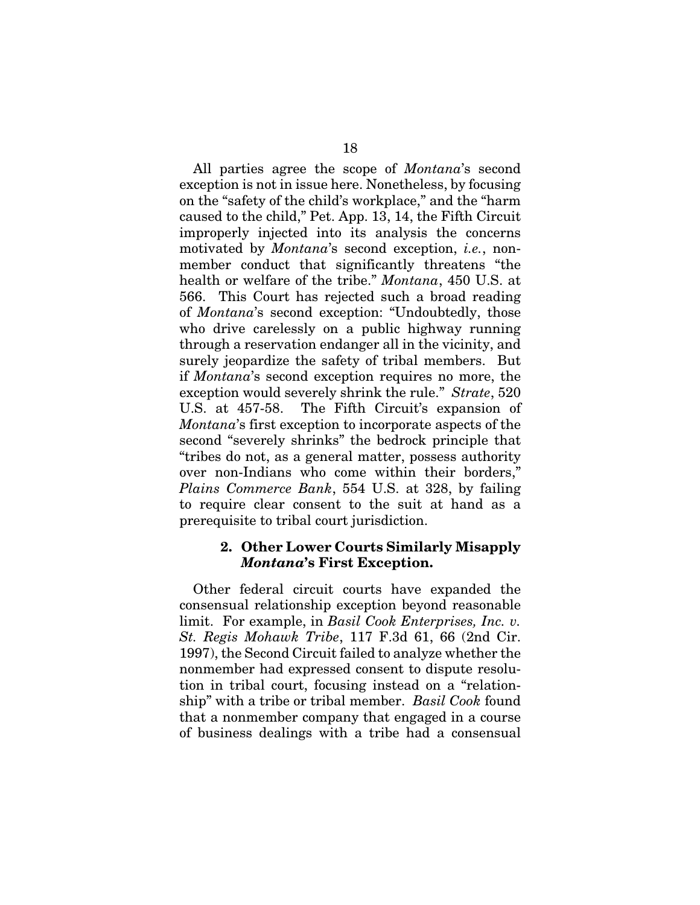All parties agree the scope of *Montana*'s second exception is not in issue here. Nonetheless, by focusing on the "safety of the child's workplace," and the "harm caused to the child," Pet. App. 13, 14, the Fifth Circuit improperly injected into its analysis the concerns motivated by *Montana*'s second exception, *i.e.*, nonmember conduct that significantly threatens "the health or welfare of the tribe." *Montana*, 450 U.S. at 566. This Court has rejected such a broad reading of *Montana*'s second exception: "Undoubtedly, those who drive carelessly on a public highway running through a reservation endanger all in the vicinity, and surely jeopardize the safety of tribal members. But if *Montana*'s second exception requires no more, the exception would severely shrink the rule." *Strate*, 520 U.S. at 457-58. The Fifth Circuit's expansion of *Montana*'s first exception to incorporate aspects of the second "severely shrinks" the bedrock principle that "tribes do not, as a general matter, possess authority over non-Indians who come within their borders," *Plains Commerce Bank*, 554 U.S. at 328, by failing to require clear consent to the suit at hand as a prerequisite to tribal court jurisdiction.

### 2. Other Lower Courts Similarly Misapply *Montana*'s First Exception.

Other federal circuit courts have expanded the consensual relationship exception beyond reasonable limit. For example, in *Basil Cook Enterprises, Inc. v. St. Regis Mohawk Tribe*, 117 F.3d 61, 66 (2nd Cir. 1997), the Second Circuit failed to analyze whether the nonmember had expressed consent to dispute resolution in tribal court, focusing instead on a "relationship" with a tribe or tribal member. *Basil Cook* found that a nonmember company that engaged in a course of business dealings with a tribe had a consensual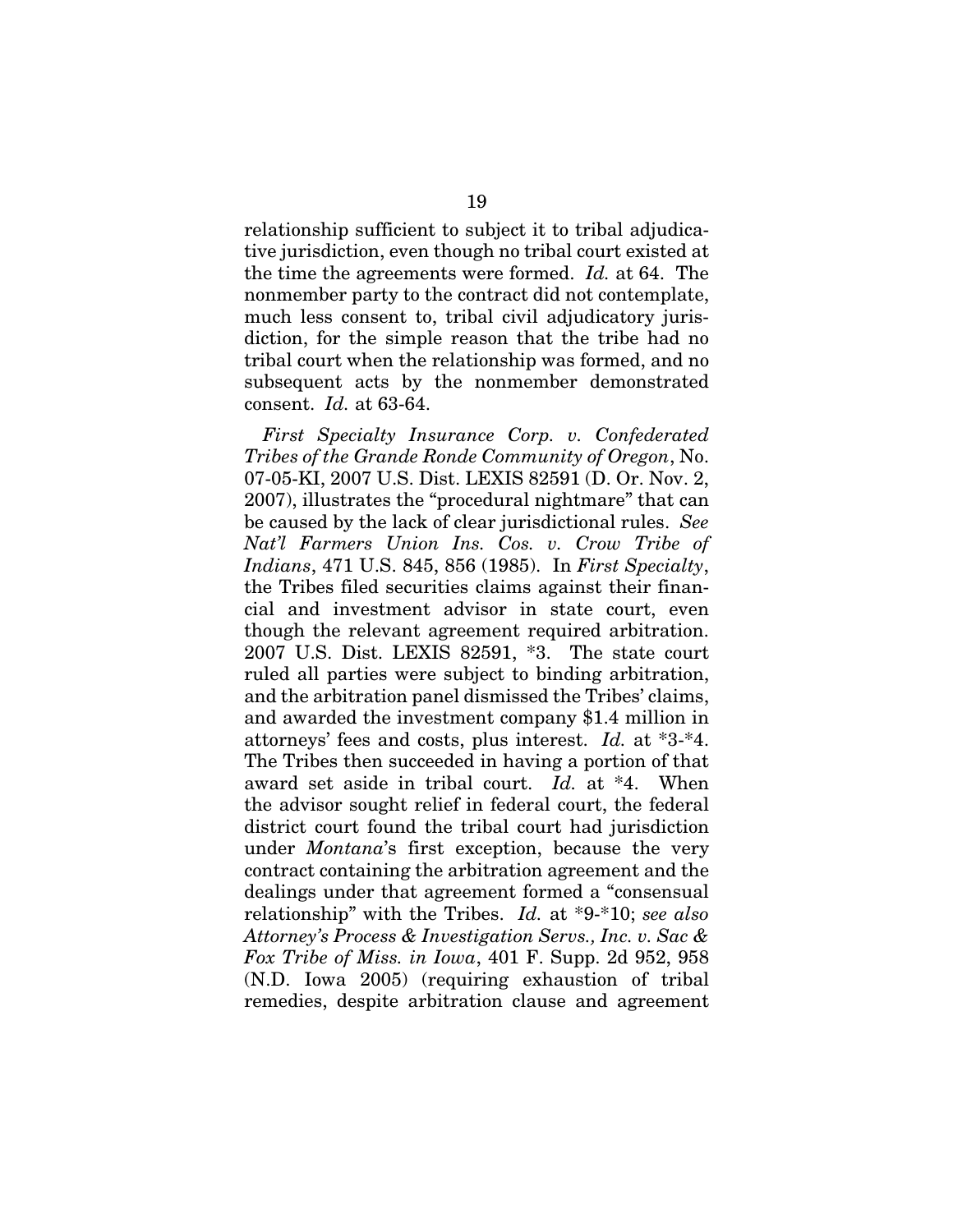relationship sufficient to subject it to tribal adjudicative jurisdiction, even though no tribal court existed at the time the agreements were formed. *Id.* at 64. The nonmember party to the contract did not contemplate, much less consent to, tribal civil adjudicatory jurisdiction, for the simple reason that the tribe had no tribal court when the relationship was formed, and no subsequent acts by the nonmember demonstrated consent. *Id.* at 63-64.

*First Specialty Insurance Corp. v. Confederated Tribes of the Grande Ronde Community of Oregon*, No. 07-05-KI, 2007 U.S. Dist. LEXIS 82591 (D. Or. Nov. 2, 2007), illustrates the "procedural nightmare" that can be caused by the lack of clear jurisdictional rules. *See Nat'l Farmers Union Ins. Cos. v. Crow Tribe of Indians*, 471 U.S. 845, 856 (1985). In *First Specialty*, the Tribes filed securities claims against their financial and investment advisor in state court, even though the relevant agreement required arbitration. 2007 U.S. Dist. LEXIS 82591, *3. The state court ruled all parties were subject to binding arbitration, and the arbitration panel dismissed the Tribes' claims, and awarded the investment company $1.4 million in attorneys' fees and costs, plus interest. *Id.* at *3-*4. The Tribes then succeeded in having a portion of that award set aside in tribal court. *Id.* at *4. When the advisor sought relief in federal court, the federal district court found the tribal court had jurisdiction under *Montana*'s first exception, because the very contract containing the arbitration agreement and the dealings under that agreement formed a "consensual relationship" with the Tribes. *Id.* at *9-*10; *see also Attorney's Process & Investigation Servs., Inc. v. Sac & Fox Tribe of Miss. in Iowa*, 401 F. Supp. 2d 952, 958 (N.D. Iowa 2005) (requiring exhaustion of tribal remedies, despite arbitration clause and agreement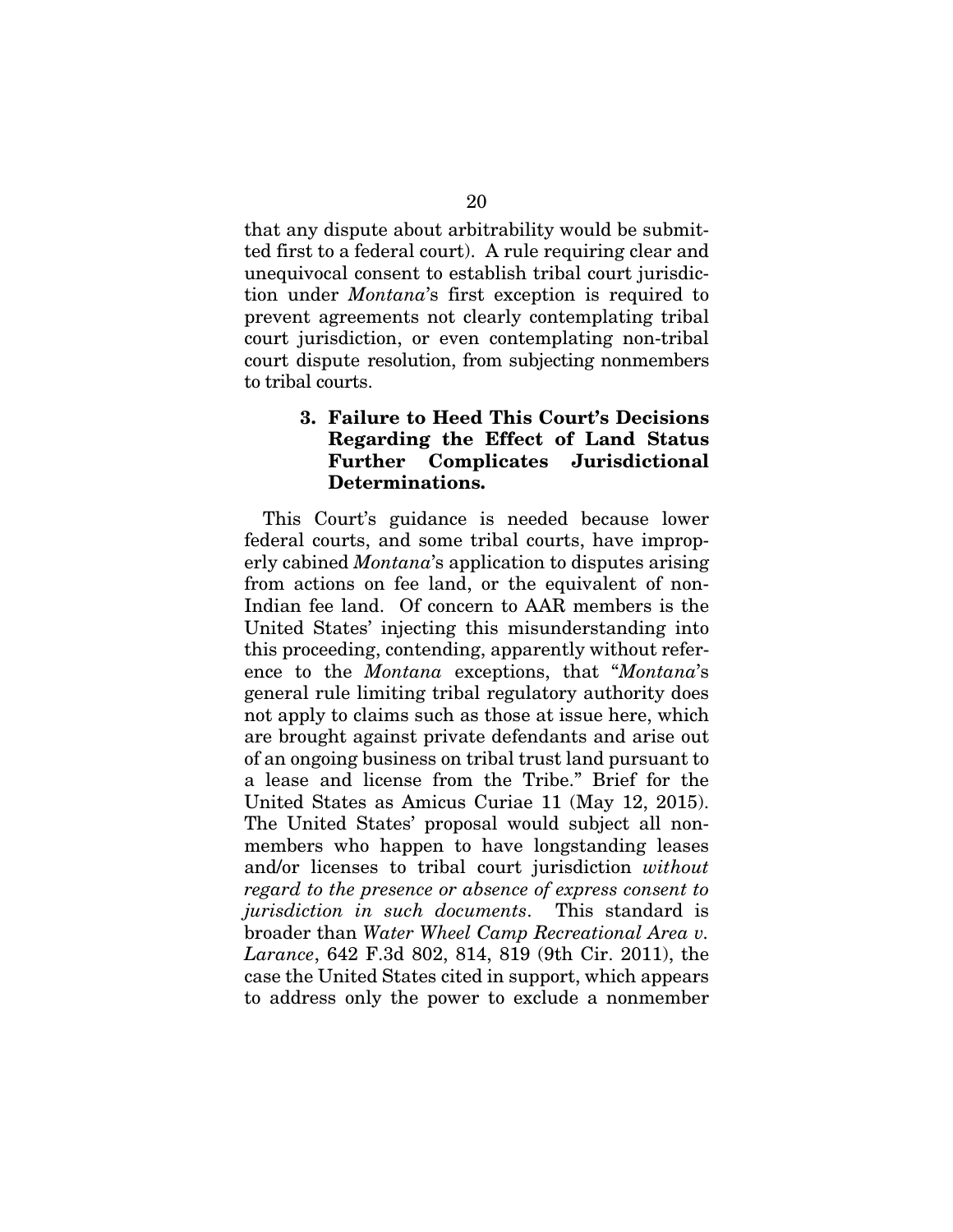that any dispute about arbitrability would be submitted first to a federal court). A rule requiring clear and unequivocal consent to establish tribal court jurisdiction under *Montana*'s first exception is required to prevent agreements not clearly contemplating tribal court jurisdiction, or even contemplating non-tribal court dispute resolution, from subjecting nonmembers to tribal courts.

### 3. Failure to Heed This Court's Decisions Regarding the Effect of Land Status Further Complicates Jurisdictional Determinations.

This Court's guidance is needed because lower federal courts, and some tribal courts, have improperly cabined *Montana*'s application to disputes arising from actions on fee land, or the equivalent of non-Indian fee land. Of concern to AAR members is the United States' injecting this misunderstanding into this proceeding, contending, apparently without reference to the *Montana* exceptions, that "*Montana*'s general rule limiting tribal regulatory authority does not apply to claims such as those at issue here, which are brought against private defendants and arise out of an ongoing business on tribal trust land pursuant to a lease and license from the Tribe." Brief for the United States as Amicus Curiae 11 (May 12, 2015). The United States' proposal would subject all nonmembers who happen to have longstanding leases and/or licenses to tribal court jurisdiction *without regard to the presence or absence of express consent to jurisdiction in such documents*. This standard is broader than *Water Wheel Camp Recreational Area v. Larance*, 642 F.3d 802, 814, 819 (9th Cir. 2011), the case the United States cited in support, which appears to address only the power to exclude a nonmember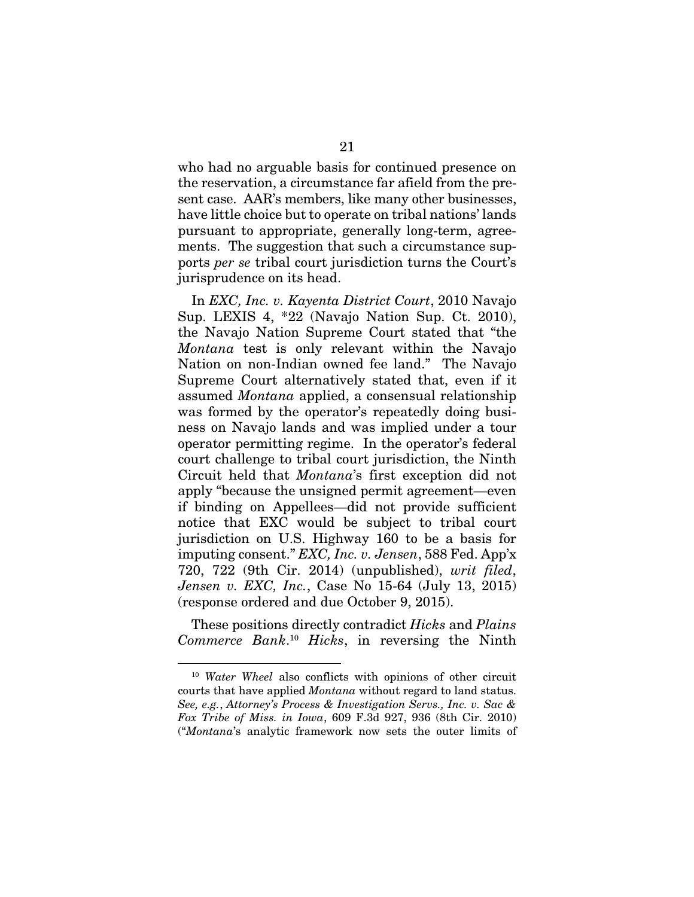who had no arguable basis for continued presence on the reservation, a circumstance far afield from the present case. AAR's members, like many other businesses, have little choice but to operate on tribal nations' lands pursuant to appropriate, generally long-term, agreements. The suggestion that such a circumstance supports *per se* tribal court jurisdiction turns the Court's jurisprudence on its head.

In *EXC, Inc. v. Kayenta District Court*, 2010 Navajo Sup. LEXIS 4, *22 (Navajo Nation Sup. Ct. 2010), the Navajo Nation Supreme Court stated that "the *Montana* test is only relevant within the Navajo Nation on non-Indian owned fee land." The Navajo Supreme Court alternatively stated that, even if it assumed *Montana* applied, a consensual relationship was formed by the operator's repeatedly doing business on Navajo lands and was implied under a tour operator permitting regime. In the operator's federal court challenge to tribal court jurisdiction, the Ninth Circuit held that *Montana*'s first exception did not apply "because the unsigned permit agreement—even if binding on Appellees—did not provide sufficient notice that EXC would be subject to tribal court jurisdiction on U.S. Highway 160 to be a basis for imputing consent." *EXC, Inc. v. Jensen*, 588 Fed. App'x 720, 722 (9th Cir. 2014) (unpublished), *writ filed*, *Jensen v. EXC, Inc.*, Case No 15-64 (July 13, 2015) (response ordered and due October 9, 2015).

These positions directly contradict *Hicks* and *Plains Commerce Bank*.[10] *Hicks*, in reversing the Ninth

---

[10] *Water Wheel* also conflicts with opinions of other circuit courts that have applied *Montana* without regard to land status. *See, e.g.*, *Attorney's Process & Investigation Servs., Inc. v. Sac & Fox Tribe of Miss. in Iowa*, 609 F.3d 927, 936 (8th Cir. 2010) ("*Montana*'s analytic framework now sets the outer limits of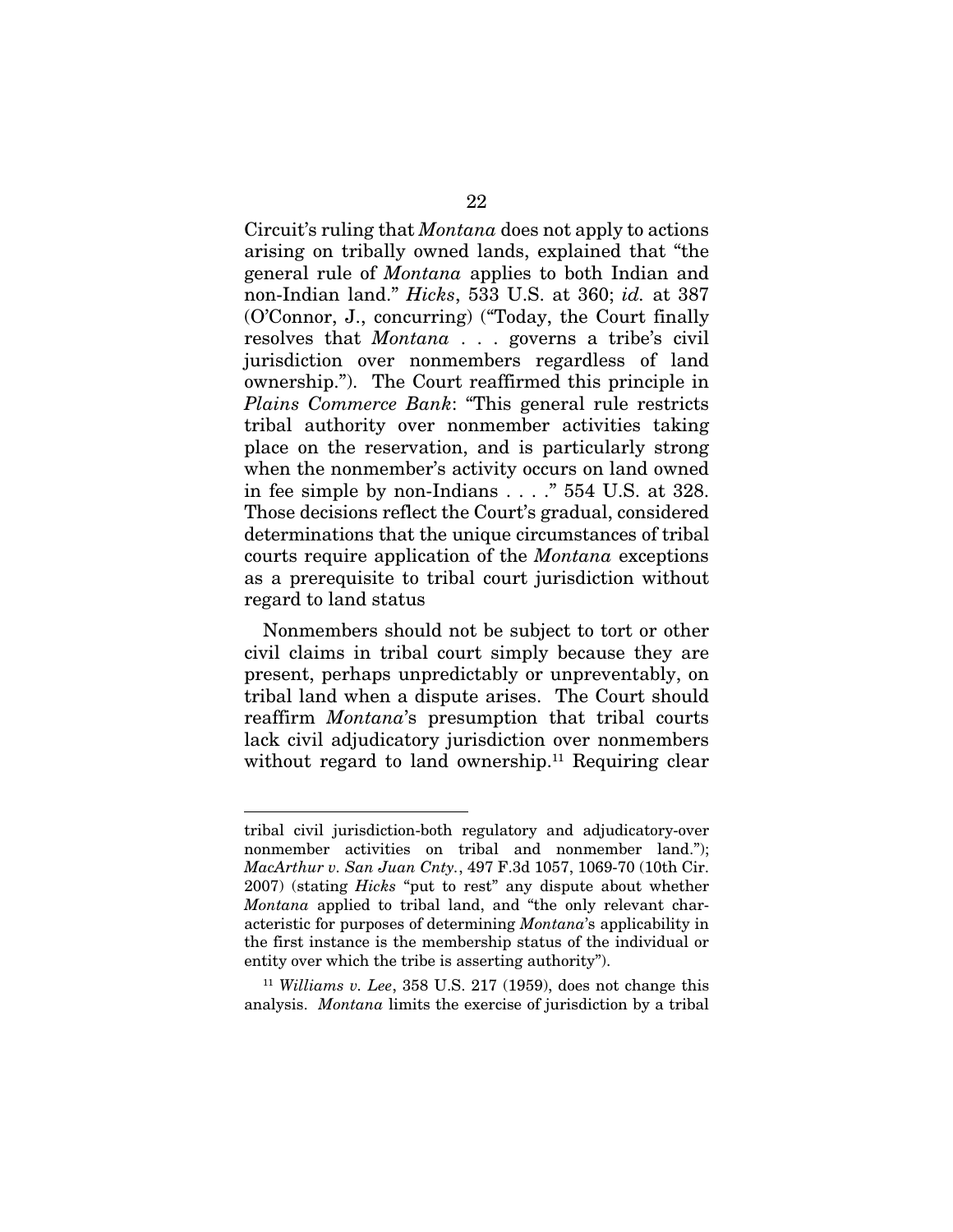Circuit's ruling that *Montana* does not apply to actions arising on tribally owned lands, explained that "the general rule of *Montana* applies to both Indian and non-Indian land." *Hicks*, 533 U.S. at 360; *id.* at 387 (O'Connor, J., concurring) ("Today, the Court finally resolves that *Montana* . . . governs a tribe's civil jurisdiction over nonmembers regardless of land ownership."). The Court reaffirmed this principle in *Plains Commerce Bank*: "This general rule restricts tribal authority over nonmember activities taking place on the reservation, and is particularly strong when the nonmember's activity occurs on land owned in fee simple by non-Indians . . . ." 554 U.S. at 328. Those decisions reflect the Court's gradual, considered determinations that the unique circumstances of tribal courts require application of the *Montana* exceptions as a prerequisite to tribal court jurisdiction without regard to land status

Nonmembers should not be subject to tort or other civil claims in tribal court simply because they are present, perhaps unpredictably or unpreventably, on tribal land when a dispute arises. The Court should reaffirm *Montana*'s presumption that tribal courts lack civil adjudicatory jurisdiction over nonmembers without regard to land ownership.[11] Requiring clear

---

tribal civil jurisdiction-both regulatory and adjudicatory-over nonmember activities on tribal and nonmember land."); *MacArthur v. San Juan Cnty.*, 497 F.3d 1057, 1069-70 (10th Cir. 2007) (stating *Hicks* "put to rest" any dispute about whether *Montana* applied to tribal land, and "the only relevant characteristic for purposes of determining *Montana*'s applicability in the first instance is the membership status of the individual or entity over which the tribe is asserting authority").

[11] *Williams v. Lee*, 358 U.S. 217 (1959), does not change this analysis. *Montana* limits the exercise of jurisdiction by a tribal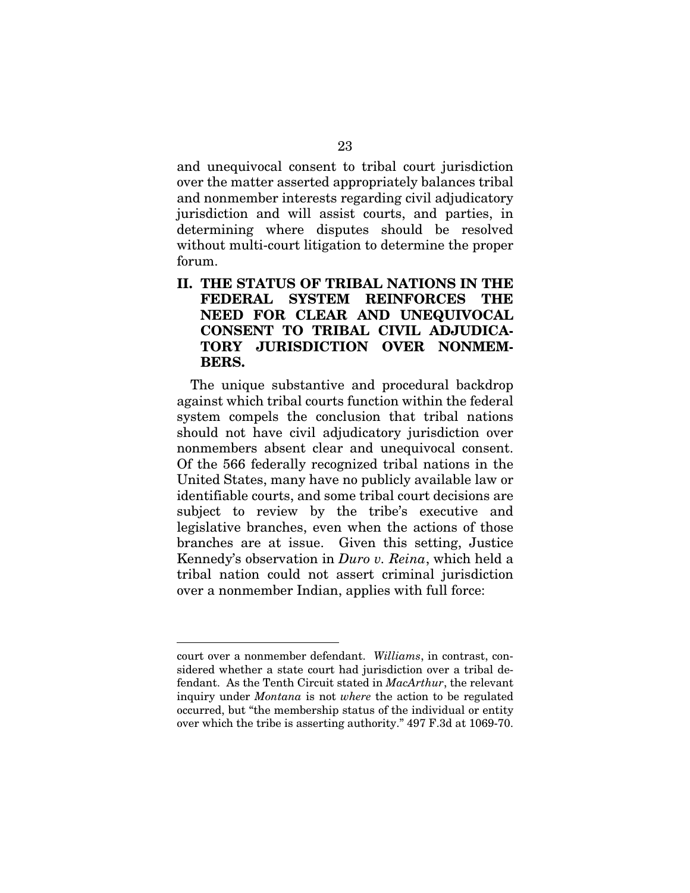and unequivocal consent to tribal court jurisdiction over the matter asserted appropriately balances tribal and nonmember interests regarding civil adjudicatory jurisdiction and will assist courts, and parties, in determining where disputes should be resolved without multi-court litigation to determine the proper forum.

## II. THE STATUS OF TRIBAL NATIONS IN THE FEDERAL SYSTEM REINFORCES THE NEED FOR CLEAR AND UNEQUIVOCAL CONSENT TO TRIBAL CIVIL ADJUDICATORY JURISDICTION OVER NONMEMBERS.

The unique substantive and procedural backdrop against which tribal courts function within the federal system compels the conclusion that tribal nations should not have civil adjudicatory jurisdiction over nonmembers absent clear and unequivocal consent. Of the 566 federally recognized tribal nations in the United States, many have no publicly available law or identifiable courts, and some tribal court decisions are subject to review by the tribe's executive and legislative branches, even when the actions of those branches are at issue. Given this setting, Justice Kennedy's observation in *Duro v. Reina*, which held a tribal nation could not assert criminal jurisdiction over a nonmember Indian, applies with full force:

---

court over a nonmember defendant. *Williams*, in contrast, considered whether a state court had jurisdiction over a tribal defendant. As the Tenth Circuit stated in *MacArthur*, the relevant inquiry under *Montana* is not *where* the action to be regulated occurred, but "the membership status of the individual or entity over which the tribe is asserting authority." 497 F.3d at 1069-70.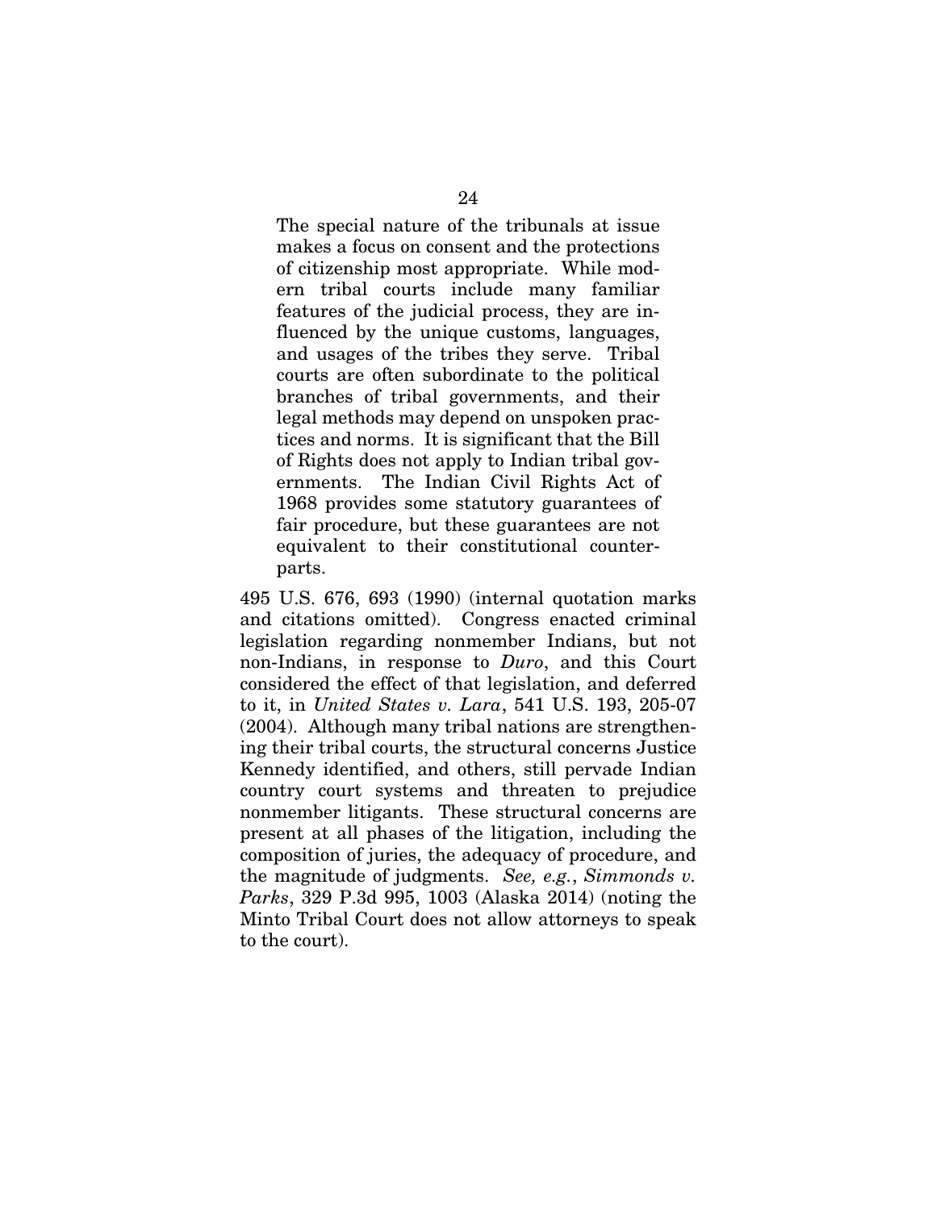> The special nature of the tribunals at issue makes a focus on consent and the protections of citizenship most appropriate. While modern tribal courts include many familiar features of the judicial process, they are influenced by the unique customs, languages, and usages of the tribes they serve. Tribal courts are often subordinate to the political branches of tribal governments, and their legal methods may depend on unspoken practices and norms. It is significant that the Bill of Rights does not apply to Indian tribal governments. The Indian Civil Rights Act of 1968 provides some statutory guarantees of fair procedure, but these guarantees are not equivalent to their constitutional counterparts.

495 U.S. 676, 693 (1990) (internal quotation marks and citations omitted). Congress enacted criminal legislation regarding nonmember Indians, but not non-Indians, in response to *Duro*, and this Court considered the effect of that legislation, and deferred to it, in *United States v. Lara*, 541 U.S. 193, 205-07 (2004). Although many tribal nations are strengthening their tribal courts, the structural concerns Justice Kennedy identified, and others, still pervade Indian country court systems and threaten to prejudice nonmember litigants. These structural concerns are present at all phases of the litigation, including the composition of juries, the adequacy of procedure, and the magnitude of judgments. *See, e.g.*, *Simmonds v. Parks*, 329 P.3d 995, 1003 (Alaska 2014) (noting the Minto Tribal Court does not allow attorneys to speak to the court).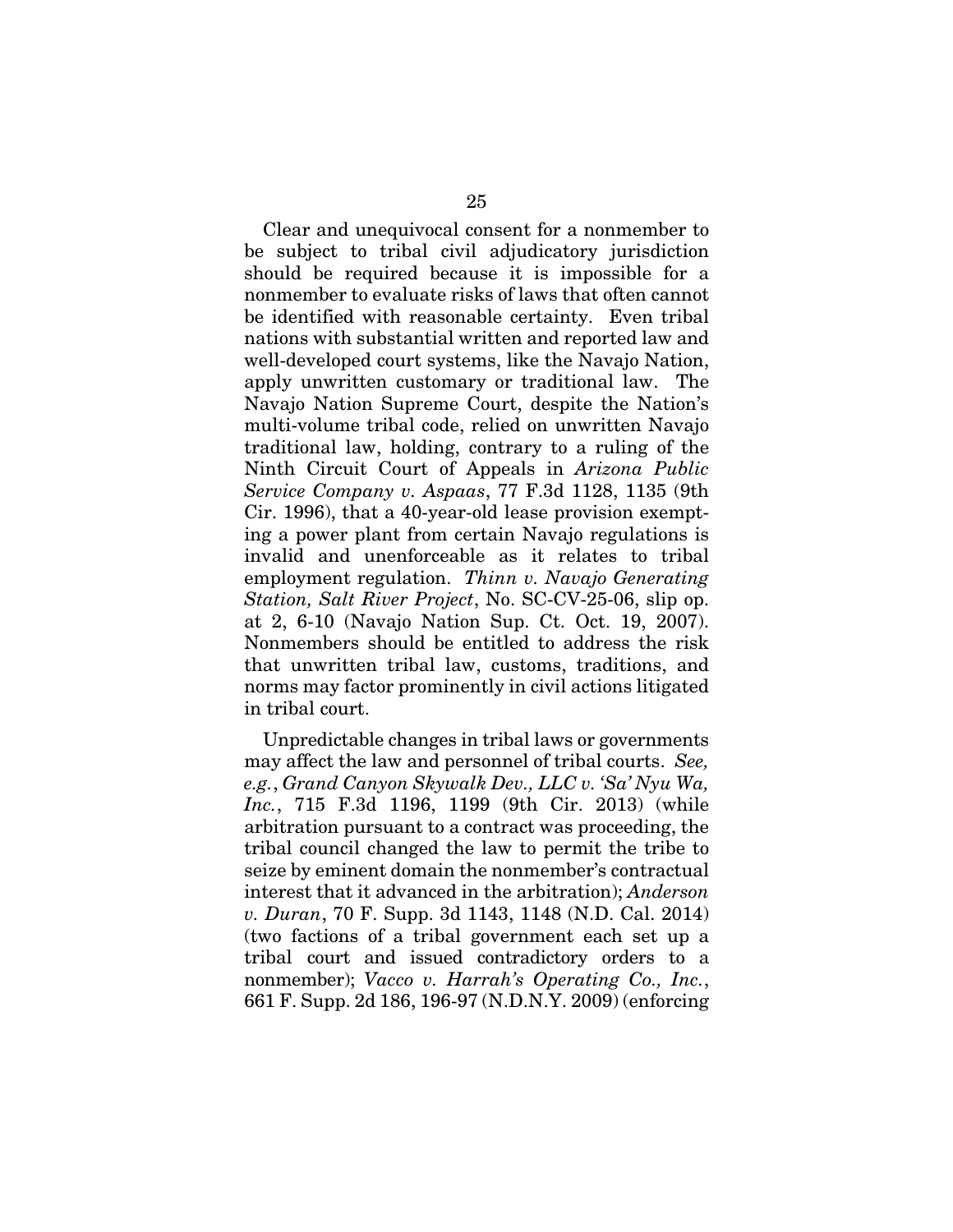Clear and unequivocal consent for a nonmember to be subject to tribal civil adjudicatory jurisdiction should be required because it is impossible for a nonmember to evaluate risks of laws that often cannot be identified with reasonable certainty. Even tribal nations with substantial written and reported law and well-developed court systems, like the Navajo Nation, apply unwritten customary or traditional law. The Navajo Nation Supreme Court, despite the Nation's multi-volume tribal code, relied on unwritten Navajo traditional law, holding, contrary to a ruling of the Ninth Circuit Court of Appeals in *Arizona Public Service Company v. Aspaas*, 77 F.3d 1128, 1135 (9th Cir. 1996), that a 40-year-old lease provision exempting a power plant from certain Navajo regulations is invalid and unenforceable as it relates to tribal employment regulation. *Thinn v. Navajo Generating Station, Salt River Project*, No. SC-CV-25-06, slip op. at 2, 6-10 (Navajo Nation Sup. Ct. Oct. 19, 2007). Nonmembers should be entitled to address the risk that unwritten tribal law, customs, traditions, and norms may factor prominently in civil actions litigated in tribal court.

Unpredictable changes in tribal laws or governments may affect the law and personnel of tribal courts. *See, e.g.*, *Grand Canyon Skywalk Dev., LLC v. 'Sa' Nyu Wa, Inc.*, 715 F.3d 1196, 1199 (9th Cir. 2013) (while arbitration pursuant to a contract was proceeding, the tribal council changed the law to permit the tribe to seize by eminent domain the nonmember's contractual interest that it advanced in the arbitration); *Anderson v. Duran*, 70 F. Supp. 3d 1143, 1148 (N.D. Cal. 2014) (two factions of a tribal government each set up a tribal court and issued contradictory orders to a nonmember); *Vacco v. Harrah's Operating Co., Inc.*, 661 F. Supp. 2d 186, 196-97 (N.D.N.Y. 2009) (enforcing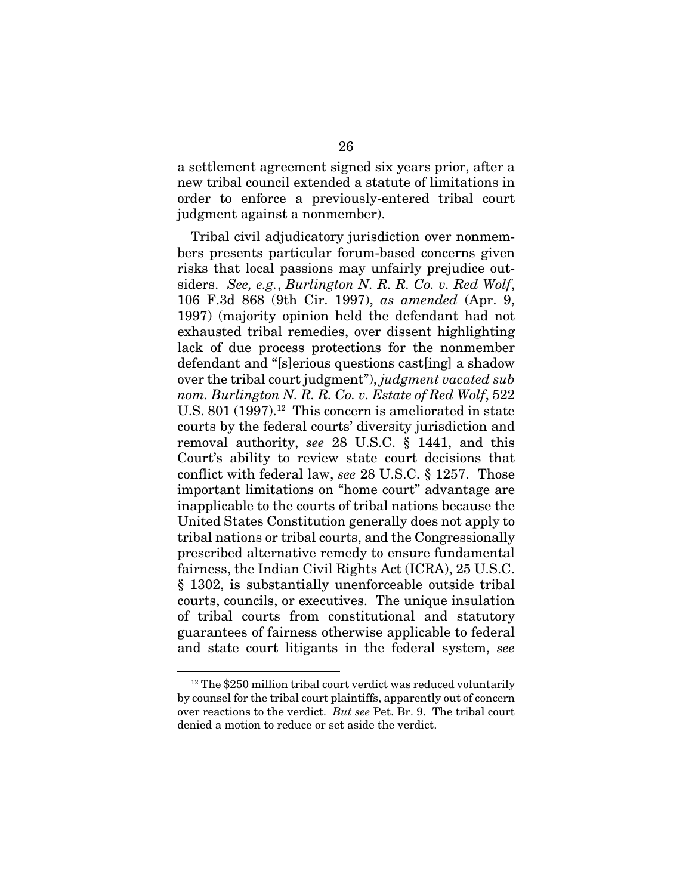a settlement agreement signed six years prior, after a new tribal council extended a statute of limitations in order to enforce a previously-entered tribal court judgment against a nonmember).

Tribal civil adjudicatory jurisdiction over nonmembers presents particular forum-based concerns given risks that local passions may unfairly prejudice outsiders. *See, e.g.*, *Burlington N. R. R. Co. v. Red Wolf*, 106 F.3d 868 (9th Cir. 1997), *as amended* (Apr. 9, 1997) (majority opinion held the defendant had not exhausted tribal remedies, over dissent highlighting lack of due process protections for the nonmember defendant and "[s]erious questions cast[ing] a shadow over the tribal court judgment"), *judgment vacated sub nom. Burlington N. R. R. Co. v. Estate of Red Wolf*, 522 U.S. 801 (1997).[12] This concern is ameliorated in state courts by the federal courts' diversity jurisdiction and removal authority, *see* 28 U.S.C. § 1441, and this Court's ability to review state court decisions that conflict with federal law, *see* 28 U.S.C. § 1257. Those important limitations on "home court" advantage are inapplicable to the courts of tribal nations because the United States Constitution generally does not apply to tribal nations or tribal courts, and the Congressionally prescribed alternative remedy to ensure fundamental fairness, the Indian Civil Rights Act (ICRA), 25 U.S.C. § 1302, is substantially unenforceable outside tribal courts, councils, or executives. The unique insulation of tribal courts from constitutional and statutory guarantees of fairness otherwise applicable to federal and state court litigants in the federal system, *see*

---

[12] The $250 million tribal court verdict was reduced voluntarily by counsel for the tribal court plaintiffs, apparently out of concern over reactions to the verdict. *But see* Pet. Br. 9. The tribal court denied a motion to reduce or set aside the verdict.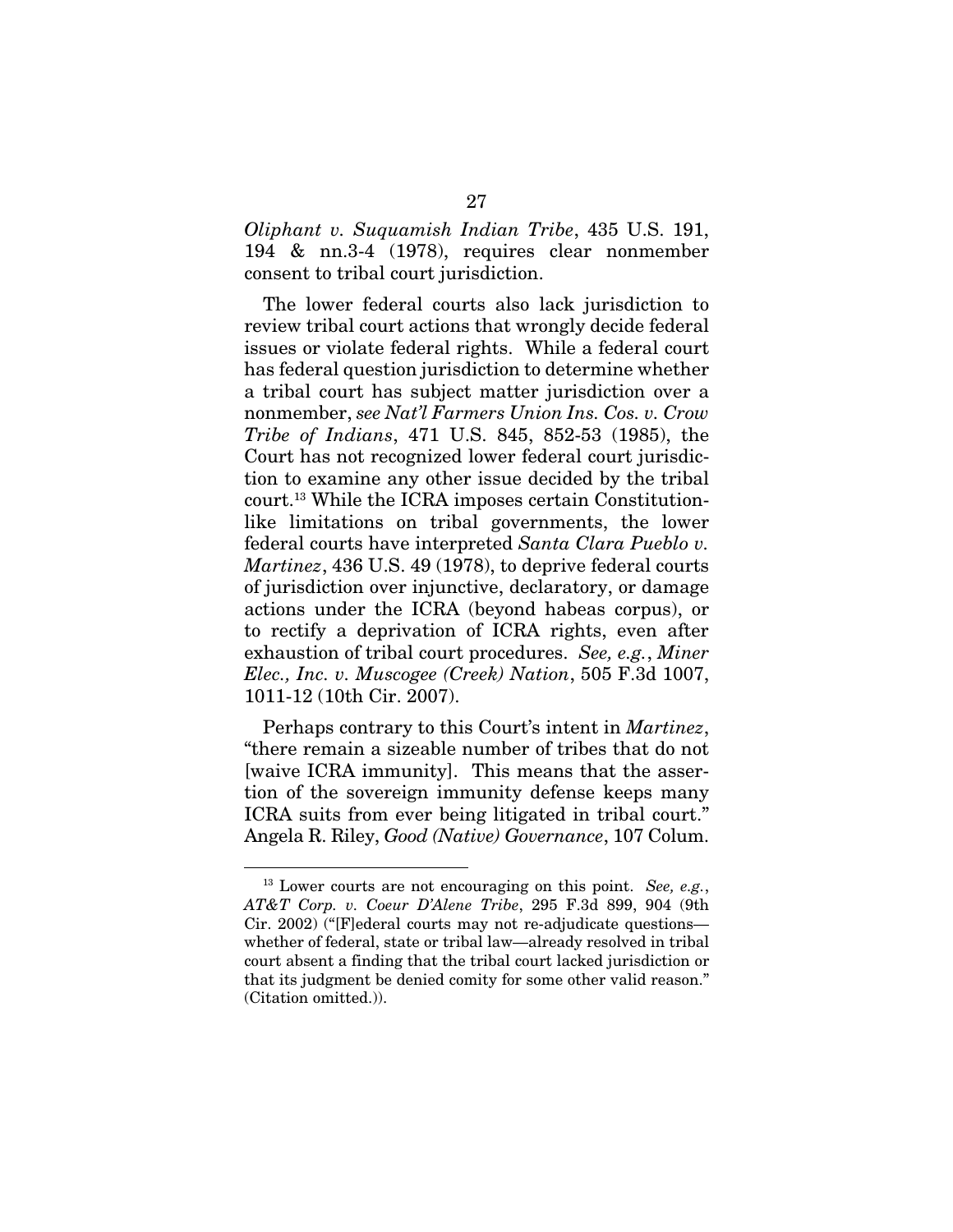*Oliphant v. Suquamish Indian Tribe*, 435 U.S. 191, 194 & nn.3-4 (1978), requires clear nonmember consent to tribal court jurisdiction.

The lower federal courts also lack jurisdiction to review tribal court actions that wrongly decide federal issues or violate federal rights. While a federal court has federal question jurisdiction to determine whether a tribal court has subject matter jurisdiction over a nonmember, *see Nat'l Farmers Union Ins. Cos. v. Crow Tribe of Indians*, 471 U.S. 845, 852-53 (1985), the Court has not recognized lower federal court jurisdiction to examine any other issue decided by the tribal court.[13] While the ICRA imposes certain Constitution-like limitations on tribal governments, the lower federal courts have interpreted *Santa Clara Pueblo v. Martinez*, 436 U.S. 49 (1978), to deprive federal courts of jurisdiction over injunctive, declaratory, or damage actions under the ICRA (beyond habeas corpus), or to rectify a deprivation of ICRA rights, even after exhaustion of tribal court procedures. *See, e.g.*, *Miner Elec., Inc. v. Muscogee (Creek) Nation*, 505 F.3d 1007, 1011-12 (10th Cir. 2007).

Perhaps contrary to this Court's intent in *Martinez*, "there remain a sizeable number of tribes that do not [waive ICRA immunity]. This means that the assertion of the sovereign immunity defense keeps many ICRA suits from ever being litigated in tribal court." Angela R. Riley, *Good (Native) Governance*, 107 Colum.

---

[13] Lower courts are not encouraging on this point. *See, e.g.*, *AT&T Corp. v. Coeur D'Alene Tribe*, 295 F.3d 899, 904 (9th Cir. 2002) ("[F]ederal courts may not re-adjudicate questions—whether of federal, state or tribal law—already resolved in tribal court absent a finding that the tribal court lacked jurisdiction or that its judgment be denied comity for some other valid reason." (Citation omitted.)).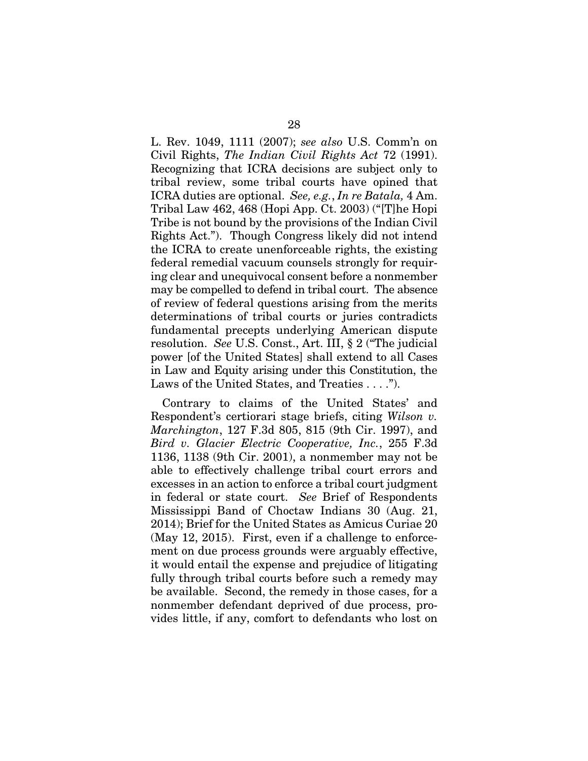L. Rev. 1049, 1111 (2007); *see also* U.S. Comm'n on Civil Rights, *The Indian Civil Rights Act* 72 (1991). Recognizing that ICRA decisions are subject only to tribal review, some tribal courts have opined that ICRA duties are optional. *See, e.g.*, *In re Batala,* 4 Am. Tribal Law 462, 468 (Hopi App. Ct. 2003) ("[T]he Hopi Tribe is not bound by the provisions of the Indian Civil Rights Act."). Though Congress likely did not intend the ICRA to create unenforceable rights, the existing federal remedial vacuum counsels strongly for requiring clear and unequivocal consent before a nonmember may be compelled to defend in tribal court. The absence of review of federal questions arising from the merits determinations of tribal courts or juries contradicts fundamental precepts underlying American dispute resolution. *See* U.S. Const., Art. III, § 2 ("The judicial power [of the United States] shall extend to all Cases in Law and Equity arising under this Constitution, the Laws of the United States, and Treaties . . . .").

Contrary to claims of the United States' and Respondent's certiorari stage briefs, citing *Wilson v. Marchington*, 127 F.3d 805, 815 (9th Cir. 1997), and *Bird v. Glacier Electric Cooperative, Inc.*, 255 F.3d 1136, 1138 (9th Cir. 2001), a nonmember may not be able to effectively challenge tribal court errors and excesses in an action to enforce a tribal court judgment in federal or state court. *See* Brief of Respondents Mississippi Band of Choctaw Indians 30 (Aug. 21, 2014); Brief for the United States as Amicus Curiae 20 (May 12, 2015). First, even if a challenge to enforcement on due process grounds were arguably effective, it would entail the expense and prejudice of litigating fully through tribal courts before such a remedy may be available. Second, the remedy in those cases, for a nonmember defendant deprived of due process, provides little, if any, comfort to defendants who lost on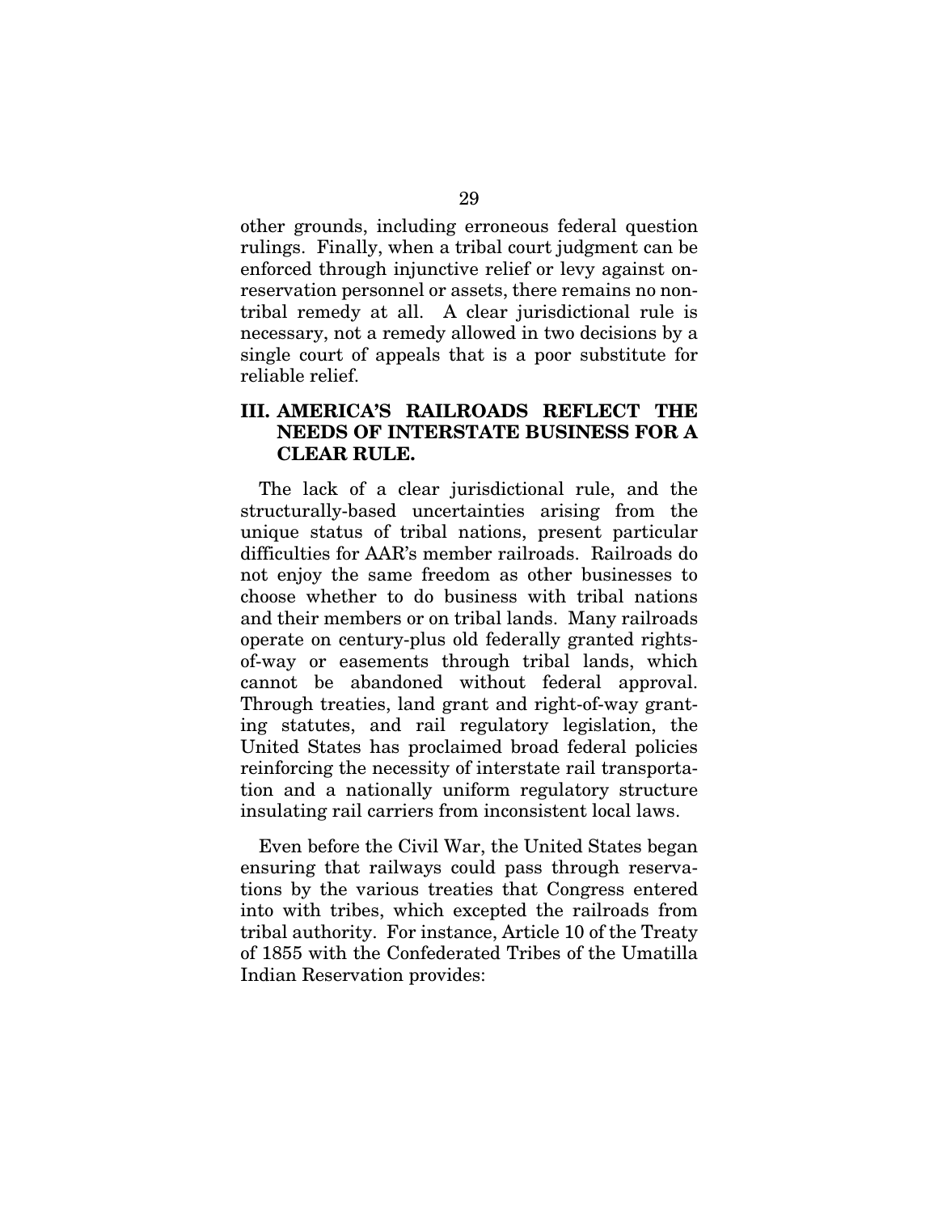other grounds, including erroneous federal question rulings. Finally, when a tribal court judgment can be enforced through injunctive relief or levy against on-reservation personnel or assets, there remains no non-tribal remedy at all. A clear jurisdictional rule is necessary, not a remedy allowed in two decisions by a single court of appeals that is a poor substitute for reliable relief.

## III. AMERICA'S RAILROADS REFLECT THE NEEDS OF INTERSTATE BUSINESS FOR A CLEAR RULE.

The lack of a clear jurisdictional rule, and the structurally-based uncertainties arising from the unique status of tribal nations, present particular difficulties for AAR's member railroads. Railroads do not enjoy the same freedom as other businesses to choose whether to do business with tribal nations and their members or on tribal lands. Many railroads operate on century-plus old federally granted rights-of-way or easements through tribal lands, which cannot be abandoned without federal approval. Through treaties, land grant and right-of-way granting statutes, and rail regulatory legislation, the United States has proclaimed broad federal policies reinforcing the necessity of interstate rail transportation and a nationally uniform regulatory structure insulating rail carriers from inconsistent local laws.

Even before the Civil War, the United States began ensuring that railways could pass through reservations by the various treaties that Congress entered into with tribes, which excepted the railroads from tribal authority. For instance, Article 10 of the Treaty of 1855 with the Confederated Tribes of the Umatilla Indian Reservation provides: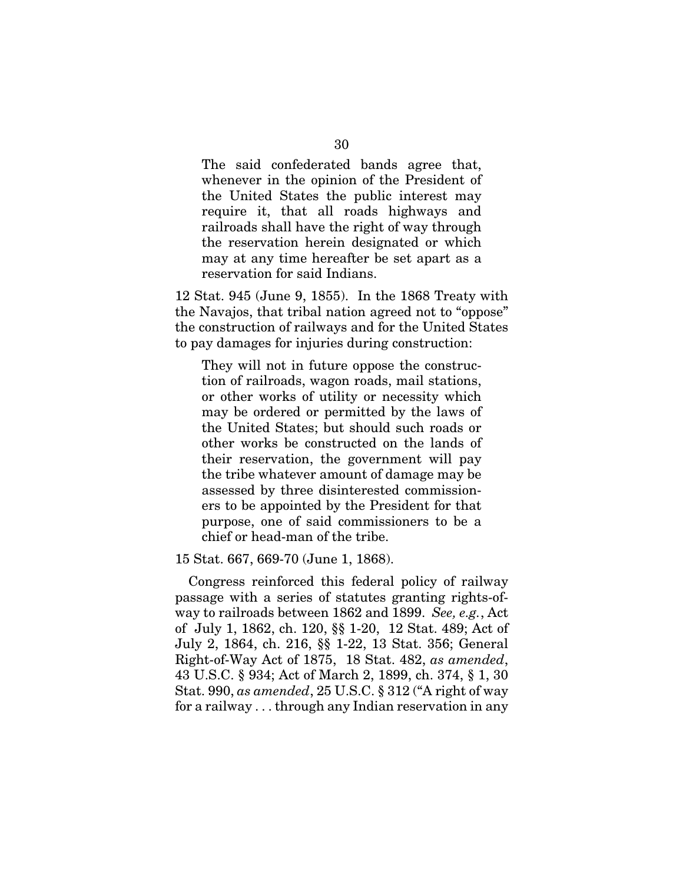> The said confederated bands agree that, whenever in the opinion of the President of the United States the public interest may require it, that all roads highways and railroads shall have the right of way through the reservation herein designated or which may at any time hereafter be set apart as a reservation for said Indians.

12 Stat. 945 (June 9, 1855). In the 1868 Treaty with the Navajos, that tribal nation agreed not to "oppose" the construction of railways and for the United States to pay damages for injuries during construction:

> They will not in future oppose the construction of railroads, wagon roads, mail stations, or other works of utility or necessity which may be ordered or permitted by the laws of the United States; but should such roads or other works be constructed on the lands of their reservation, the government will pay the tribe whatever amount of damage may be assessed by three disinterested commissioners to be appointed by the President for that purpose, one of said commissioners to be a chief or head-man of the tribe.

15 Stat. 667, 669-70 (June 1, 1868).

Congress reinforced this federal policy of railway passage with a series of statutes granting rights-of-way to railroads between 1862 and 1899. *See, e.g.*, Act of July 1, 1862, ch. 120, §§ 1-20, 12 Stat. 489; Act of July 2, 1864, ch. 216, §§ 1-22, 13 Stat. 356; General Right-of-Way Act of 1875, 18 Stat. 482, *as amended*, 43 U.S.C. § 934; Act of March 2, 1899, ch. 374, § 1, 30 Stat. 990, *as amended*, 25 U.S.C. § 312 ("A right of way for a railway . . . through any Indian reservation in any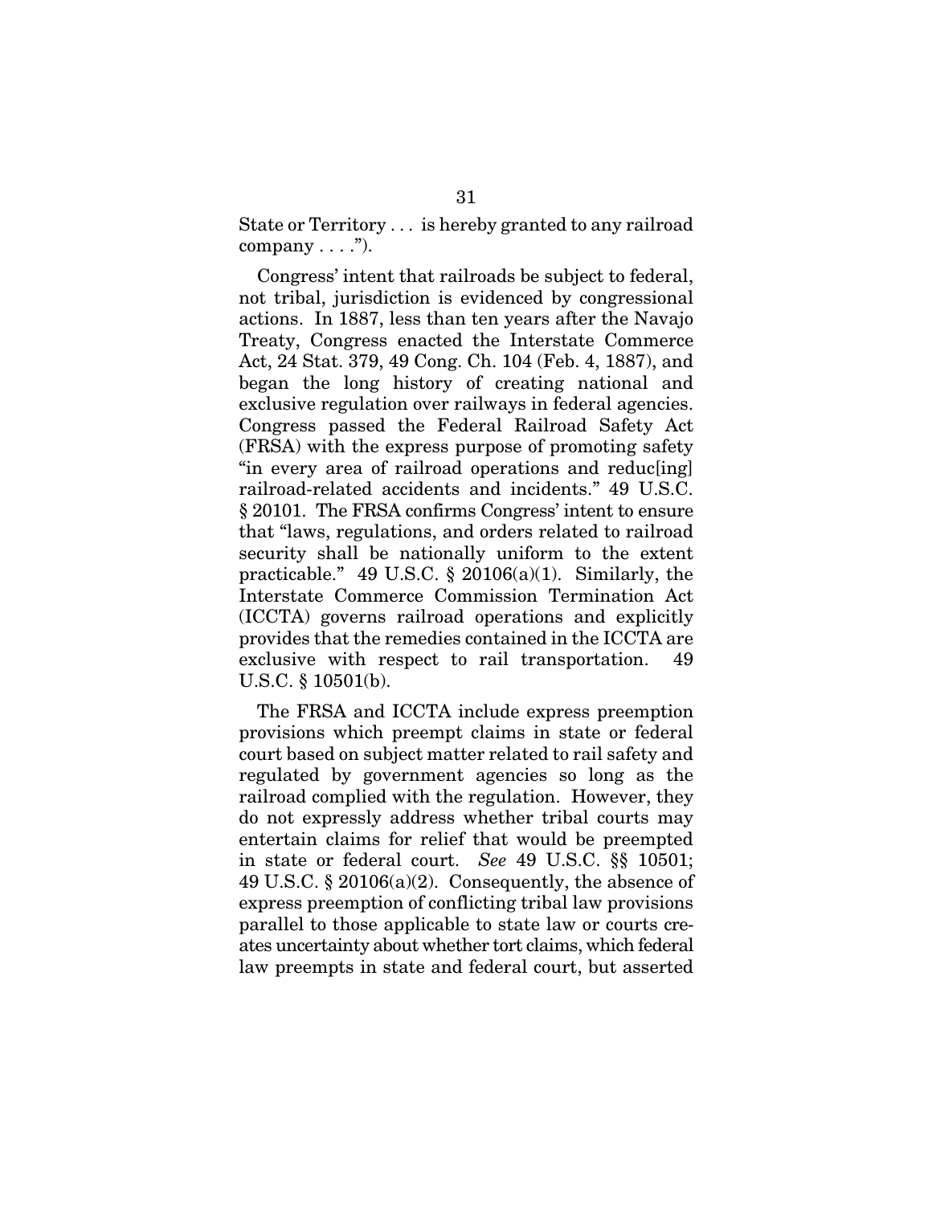State or Territory . . . is hereby granted to any railroad company . . . .").

Congress' intent that railroads be subject to federal, not tribal, jurisdiction is evidenced by congressional actions. In 1887, less than ten years after the Navajo Treaty, Congress enacted the Interstate Commerce Act, 24 Stat. 379, 49 Cong. Ch. 104 (Feb. 4, 1887), and began the long history of creating national and exclusive regulation over railways in federal agencies. Congress passed the Federal Railroad Safety Act (FRSA) with the express purpose of promoting safety "in every area of railroad operations and reduc[ing] railroad-related accidents and incidents." 49 U.S.C. § 20101. The FRSA confirms Congress' intent to ensure that "laws, regulations, and orders related to railroad security shall be nationally uniform to the extent practicable." 49 U.S.C. § 20106(a)(1). Similarly, the Interstate Commerce Commission Termination Act (ICCTA) governs railroad operations and explicitly provides that the remedies contained in the ICCTA are exclusive with respect to rail transportation. 49 U.S.C. § 10501(b).

The FRSA and ICCTA include express preemption provisions which preempt claims in state or federal court based on subject matter related to rail safety and regulated by government agencies so long as the railroad complied with the regulation. However, they do not expressly address whether tribal courts may entertain claims for relief that would be preempted in state or federal court. *See* 49 U.S.C. §§ 10501; 49 U.S.C. § 20106(a)(2). Consequently, the absence of express preemption of conflicting tribal law provisions parallel to those applicable to state law or courts creates uncertainty about whether tort claims, which federal law preempts in state and federal court, but asserted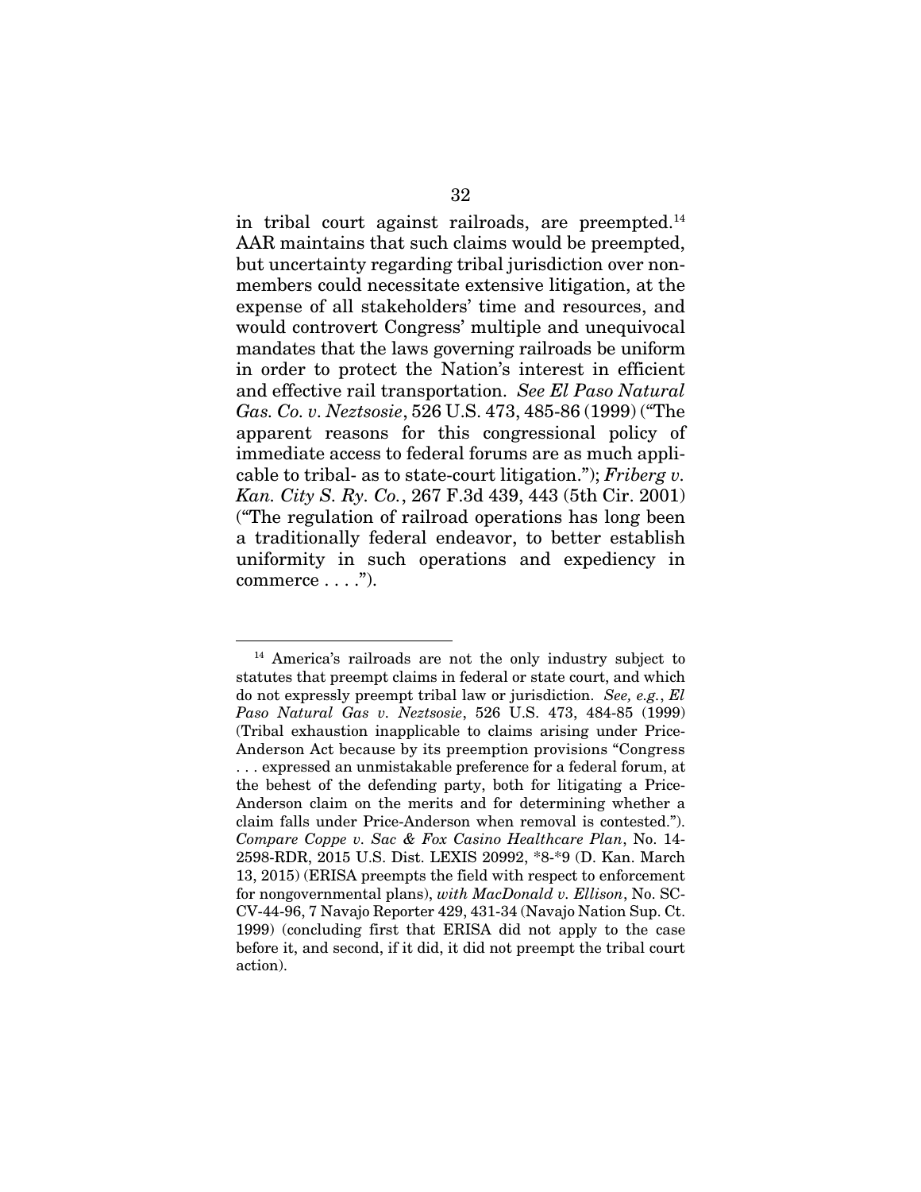in tribal court against railroads, are preempted.[14] AAR maintains that such claims would be preempted, but uncertainty regarding tribal jurisdiction over non-members could necessitate extensive litigation, at the expense of all stakeholders' time and resources, and would controvert Congress' multiple and unequivocal mandates that the laws governing railroads be uniform in order to protect the Nation's interest in efficient and effective rail transportation. *See El Paso Natural Gas. Co. v. Neztsosie*, 526 U.S. 473, 485-86 (1999) ("The apparent reasons for this congressional policy of immediate access to federal forums are as much applicable to tribal- as to state-court litigation."); *Friberg v. Kan. City S. Ry. Co.*, 267 F.3d 439, 443 (5th Cir. 2001) ("The regulation of railroad operations has long been a traditionally federal endeavor, to better establish uniformity in such operations and expediency in commerce . . . .").

---

[14] America's railroads are not the only industry subject to statutes that preempt claims in federal or state court, and which do not expressly preempt tribal law or jurisdiction. *See, e.g.*, *El Paso Natural Gas v. Neztsosie*, 526 U.S. 473, 484-85 (1999) (Tribal exhaustion inapplicable to claims arising under Price-Anderson Act because by its preemption provisions "Congress . . . expressed an unmistakable preference for a federal forum, at the behest of the defending party, both for litigating a Price-Anderson claim on the merits and for determining whether a claim falls under Price-Anderson when removal is contested."). *Compare Coppe v. Sac & Fox Casino Healthcare Plan*, No. 14-2598-RDR, 2015 U.S. Dist. LEXIS 20992, *8-*9 (D. Kan. March 13, 2015) (ERISA preempts the field with respect to enforcement for nongovernmental plans), *with MacDonald v. Ellison*, No. SC-CV-44-96, 7 Navajo Reporter 429, 431-34 (Navajo Nation Sup. Ct. 1999) (concluding first that ERISA did not apply to the case before it, and second, if it did, it did not preempt the tribal court action).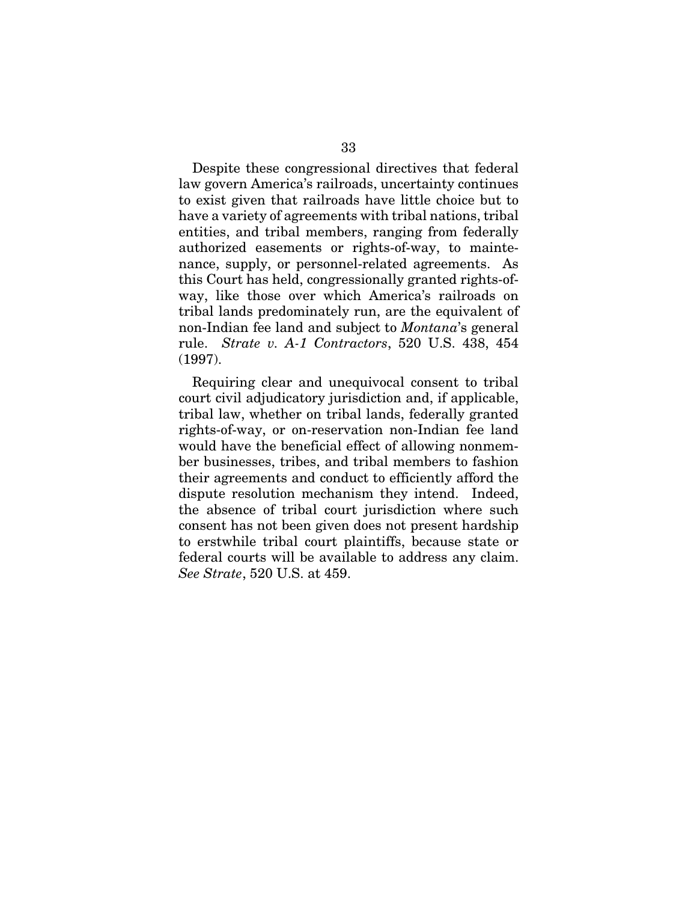Despite these congressional directives that federal law govern America's railroads, uncertainty continues to exist given that railroads have little choice but to have a variety of agreements with tribal nations, tribal entities, and tribal members, ranging from federally authorized easements or rights-of-way, to maintenance, supply, or personnel-related agreements. As this Court has held, congressionally granted rights-of-way, like those over which America's railroads on tribal lands predominately run, are the equivalent of non-Indian fee land and subject to *Montana*'s general rule. *Strate v. A-1 Contractors*, 520 U.S. 438, 454 (1997).

Requiring clear and unequivocal consent to tribal court civil adjudicatory jurisdiction and, if applicable, tribal law, whether on tribal lands, federally granted rights-of-way, or on-reservation non-Indian fee land would have the beneficial effect of allowing nonmember businesses, tribes, and tribal members to fashion their agreements and conduct to efficiently afford the dispute resolution mechanism they intend. Indeed, the absence of tribal court jurisdiction where such consent has not been given does not present hardship to erstwhile tribal court plaintiffs, because state or federal courts will be available to address any claim. *See Strate*, 520 U.S. at 459.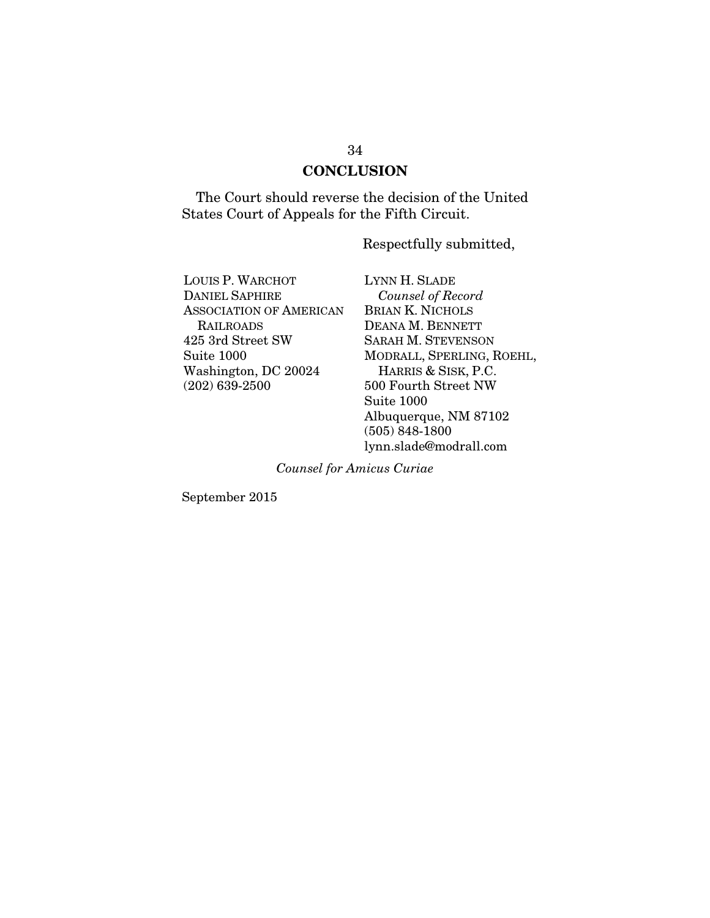## CONCLUSION

The Court should reverse the decision of the United States Court of Appeals for the Fifth Circuit.

Respectfully submitted,

LOUIS P. WARCHOT
DANIEL SAPHIRE
ASSOCIATION OF AMERICAN RAILROADS
425 3rd Street SW
Suite 1000
Washington, DC 20024
(202) 639-2500

LYNN H. SLADE
*Counsel of Record*
BRIAN K. NICHOLS
DEANA M. BENNETT
SARAH M. STEVENSON
MODRALL, SPERLING, ROEHL, HARRIS & SISK, P.C.
500 Fourth Street NW
Suite 1000
Albuquerque, NM 87102
(505) 848-1800
lynn.slade@modrall.com

*Counsel for Amicus Curiae*

September 2015